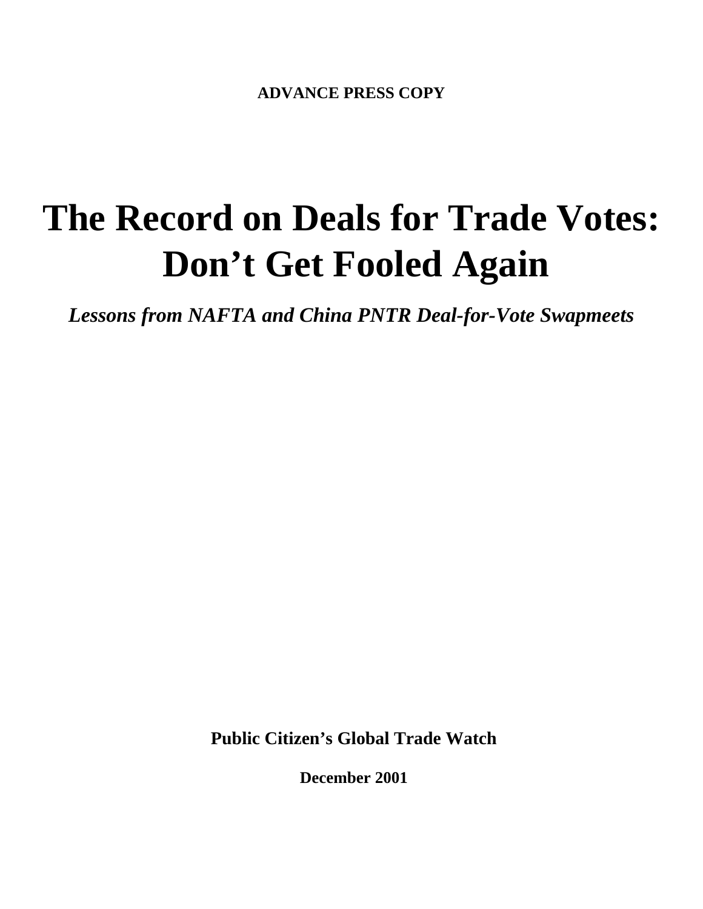**ADVANCE PRESS COPY**

# The Record on Deals for Trade Votes: Don't Get Fooled Again

***Lessons from NAFTA and China PNTR Deal-for-Vote Swapmeets***

**Public Citizen's Global Trade Watch**

**December 2001**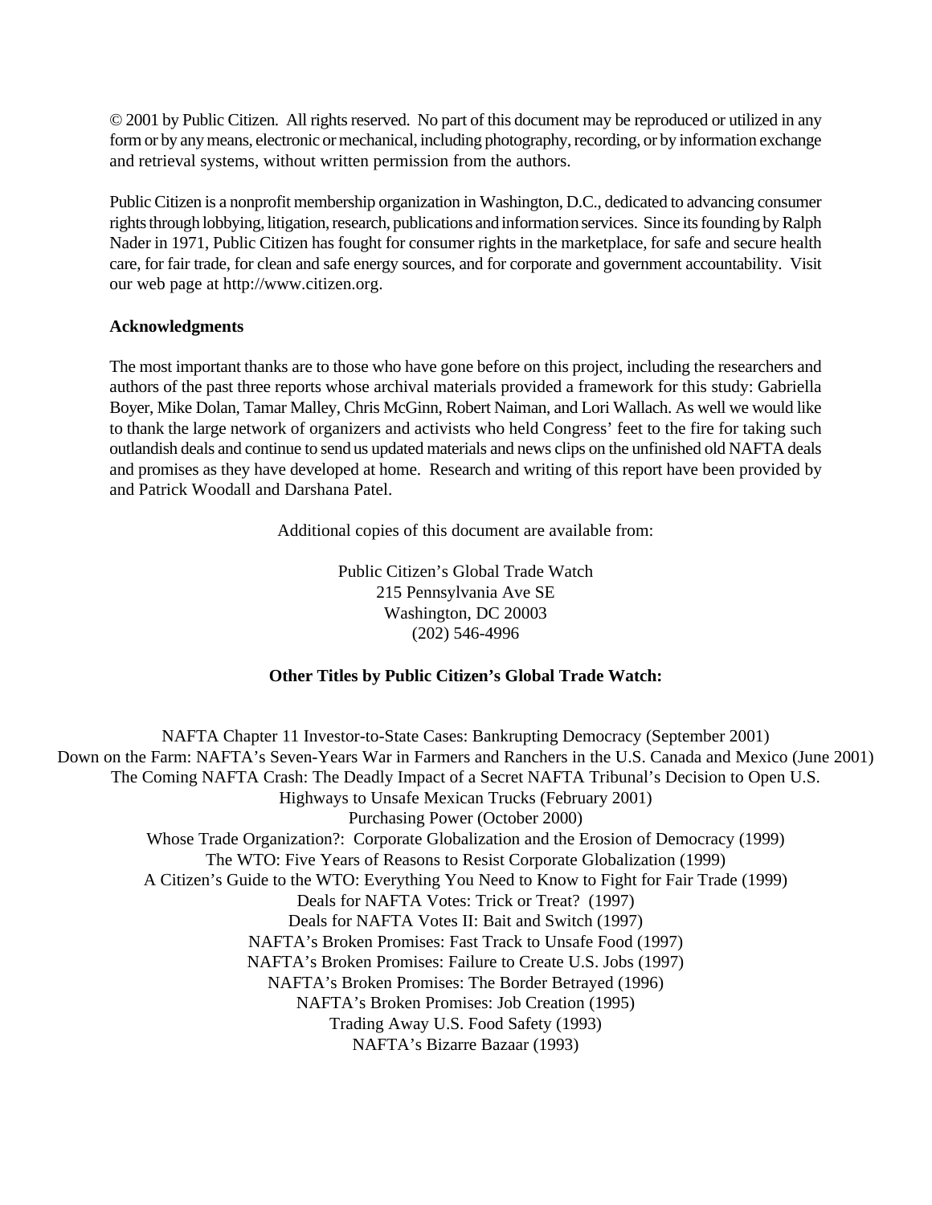© 2001 by Public Citizen. All rights reserved. No part of this document may be reproduced or utilized in any form or by any means, electronic or mechanical, including photography, recording, or by information exchange and retrieval systems, without written permission from the authors.

Public Citizen is a nonprofit membership organization in Washington, D.C., dedicated to advancing consumer rights through lobbying, litigation, research, publications and information services. Since its founding by Ralph Nader in 1971, Public Citizen has fought for consumer rights in the marketplace, for safe and secure health care, for fair trade, for clean and safe energy sources, and for corporate and government accountability. Visit our web page at http://www.citizen.org.

**Acknowledgments**

The most important thanks are to those who have gone before on this project, including the researchers and authors of the past three reports whose archival materials provided a framework for this study: Gabriella Boyer, Mike Dolan, Tamar Malley, Chris McGinn, Robert Naiman, and Lori Wallach. As well we would like to thank the large network of organizers and activists who held Congress' feet to the fire for taking such outlandish deals and continue to send us updated materials and news clips on the unfinished old NAFTA deals and promises as they have developed at home. Research and writing of this report have been provided by and Patrick Woodall and Darshana Patel.

Additional copies of this document are available from:

Public Citizen's Global Trade Watch
215 Pennsylvania Ave SE
Washington, DC 20003
(202) 546-4996

**Other Titles by Public Citizen's Global Trade Watch:**

NAFTA Chapter 11 Investor-to-State Cases: Bankrupting Democracy (September 2001)
Down on the Farm: NAFTA's Seven-Years War in Farmers and Ranchers in the U.S. Canada and Mexico (June 2001)
The Coming NAFTA Crash: The Deadly Impact of a Secret NAFTA Tribunal's Decision to Open U.S. Highways to Unsafe Mexican Trucks (February 2001)
Purchasing Power (October 2000)
Whose Trade Organization?: Corporate Globalization and the Erosion of Democracy (1999)
The WTO: Five Years of Reasons to Resist Corporate Globalization (1999)
A Citizen's Guide to the WTO: Everything You Need to Know to Fight for Fair Trade (1999)
Deals for NAFTA Votes: Trick or Treat? (1997)
Deals for NAFTA Votes II: Bait and Switch (1997)
NAFTA's Broken Promises: Fast Track to Unsafe Food (1997)
NAFTA's Broken Promises: Failure to Create U.S. Jobs (1997)
NAFTA's Broken Promises: The Border Betrayed (1996)
NAFTA's Broken Promises: Job Creation (1995)
Trading Away U.S. Food Safety (1993)
NAFTA's Bizarre Bazaar (1993)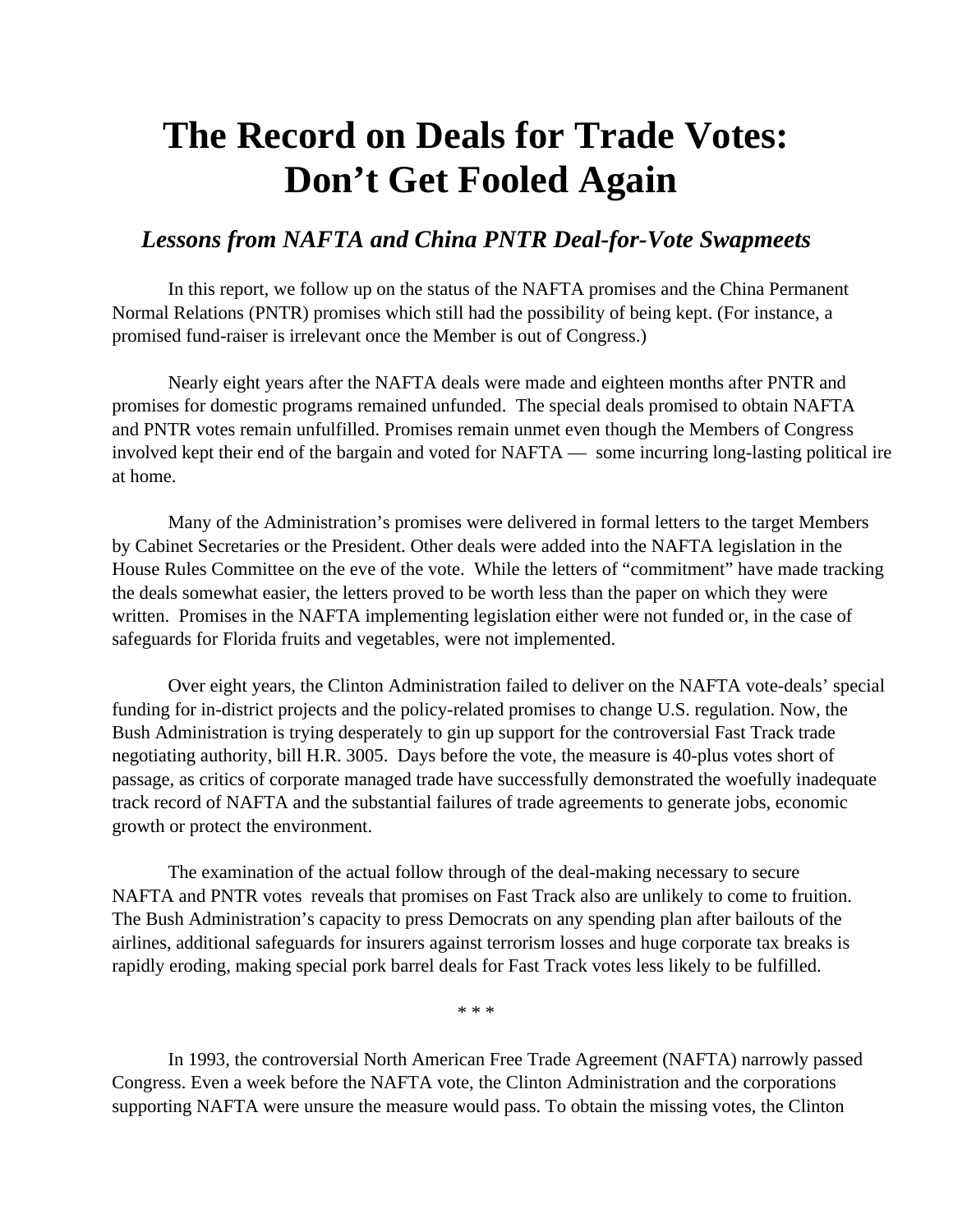# The Record on Deals for Trade Votes: Don't Get Fooled Again

### *Lessons from NAFTA and China PNTR Deal-for-Vote Swapmeets*

In this report, we follow up on the status of the NAFTA promises and the China Permanent Normal Relations (PNTR) promises which still had the possibility of being kept. (For instance, a promised fund-raiser is irrelevant once the Member is out of Congress.)

Nearly eight years after the NAFTA deals were made and eighteen months after PNTR and promises for domestic programs remained unfunded. The special deals promised to obtain NAFTA and PNTR votes remain unfulfilled. Promises remain unmet even though the Members of Congress involved kept their end of the bargain and voted for NAFTA — some incurring long-lasting political ire at home.

Many of the Administration's promises were delivered in formal letters to the target Members by Cabinet Secretaries or the President. Other deals were added into the NAFTA legislation in the House Rules Committee on the eve of the vote. While the letters of "commitment" have made tracking the deals somewhat easier, the letters proved to be worth less than the paper on which they were written. Promises in the NAFTA implementing legislation either were not funded or, in the case of safeguards for Florida fruits and vegetables, were not implemented.

Over eight years, the Clinton Administration failed to deliver on the NAFTA vote-deals' special funding for in-district projects and the policy-related promises to change U.S. regulation. Now, the Bush Administration is trying desperately to gin up support for the controversial Fast Track trade negotiating authority, bill H.R. 3005. Days before the vote, the measure is 40-plus votes short of passage, as critics of corporate managed trade have successfully demonstrated the woefully inadequate track record of NAFTA and the substantial failures of trade agreements to generate jobs, economic growth or protect the environment.

The examination of the actual follow through of the deal-making necessary to secure NAFTA and PNTR votes reveals that promises on Fast Track also are unlikely to come to fruition. The Bush Administration's capacity to press Democrats on any spending plan after bailouts of the airlines, additional safeguards for insurers against terrorism losses and huge corporate tax breaks is rapidly eroding, making special pork barrel deals for Fast Track votes less likely to be fulfilled.

\* \* \*

In 1993, the controversial North American Free Trade Agreement (NAFTA) narrowly passed Congress. Even a week before the NAFTA vote, the Clinton Administration and the corporations supporting NAFTA were unsure the measure would pass. To obtain the missing votes, the Clinton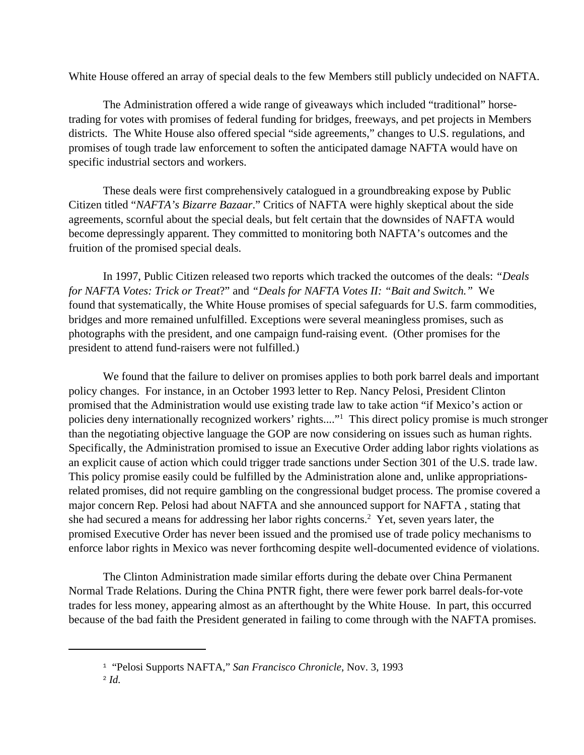White House offered an array of special deals to the few Members still publicly undecided on NAFTA.

The Administration offered a wide range of giveaways which included "traditional" horse-trading for votes with promises of federal funding for bridges, freeways, and pet projects in Members districts. The White House also offered special "side agreements," changes to U.S. regulations, and promises of tough trade law enforcement to soften the anticipated damage NAFTA would have on specific industrial sectors and workers.

These deals were first comprehensively catalogued in a groundbreaking expose by Public Citizen titled "*NAFTA's Bizarre Bazaar*." Critics of NAFTA were highly skeptical about the side agreements, scornful about the special deals, but felt certain that the downsides of NAFTA would become depressingly apparent. They committed to monitoring both NAFTA's outcomes and the fruition of the promised special deals.

In 1997, Public Citizen released two reports which tracked the outcomes of the deals: *"Deals for NAFTA Votes: Trick or Treat*?" and *"Deals for NAFTA Votes II: "Bait and Switch."* We found that systematically, the White House promises of special safeguards for U.S. farm commodities, bridges and more remained unfulfilled. Exceptions were several meaningless promises, such as photographs with the president, and one campaign fund-raising event. (Other promises for the president to attend fund-raisers were not fulfilled.)

We found that the failure to deliver on promises applies to both pork barrel deals and important policy changes. For instance, in an October 1993 letter to Rep. Nancy Pelosi, President Clinton promised that the Administration would use existing trade law to take action "if Mexico's action or policies deny internationally recognized workers' rights...."[1] This direct policy promise is much stronger than the negotiating objective language the GOP are now considering on issues such as human rights. Specifically, the Administration promised to issue an Executive Order adding labor rights violations as an explicit cause of action which could trigger trade sanctions under Section 301 of the U.S. trade law. This policy promise easily could be fulfilled by the Administration alone and, unlike appropriations-related promises, did not require gambling on the congressional budget process. The promise covered a major concern Rep. Pelosi had about NAFTA and she announced support for NAFTA , stating that she had secured a means for addressing her labor rights concerns.[2] Yet, seven years later, the promised Executive Order has never been issued and the promised use of trade policy mechanisms to enforce labor rights in Mexico was never forthcoming despite well-documented evidence of violations.

The Clinton Administration made similar efforts during the debate over China Permanent Normal Trade Relations. During the China PNTR fight, there were fewer pork barrel deals-for-vote trades for less money, appearing almost as an afterthought by the White House. In part, this occurred because of the bad faith the President generated in failing to come through with the NAFTA promises.

---

[1] "Pelosi Supports NAFTA," *San Francisco Chronicle*, Nov. 3, 1993

[2] *Id.*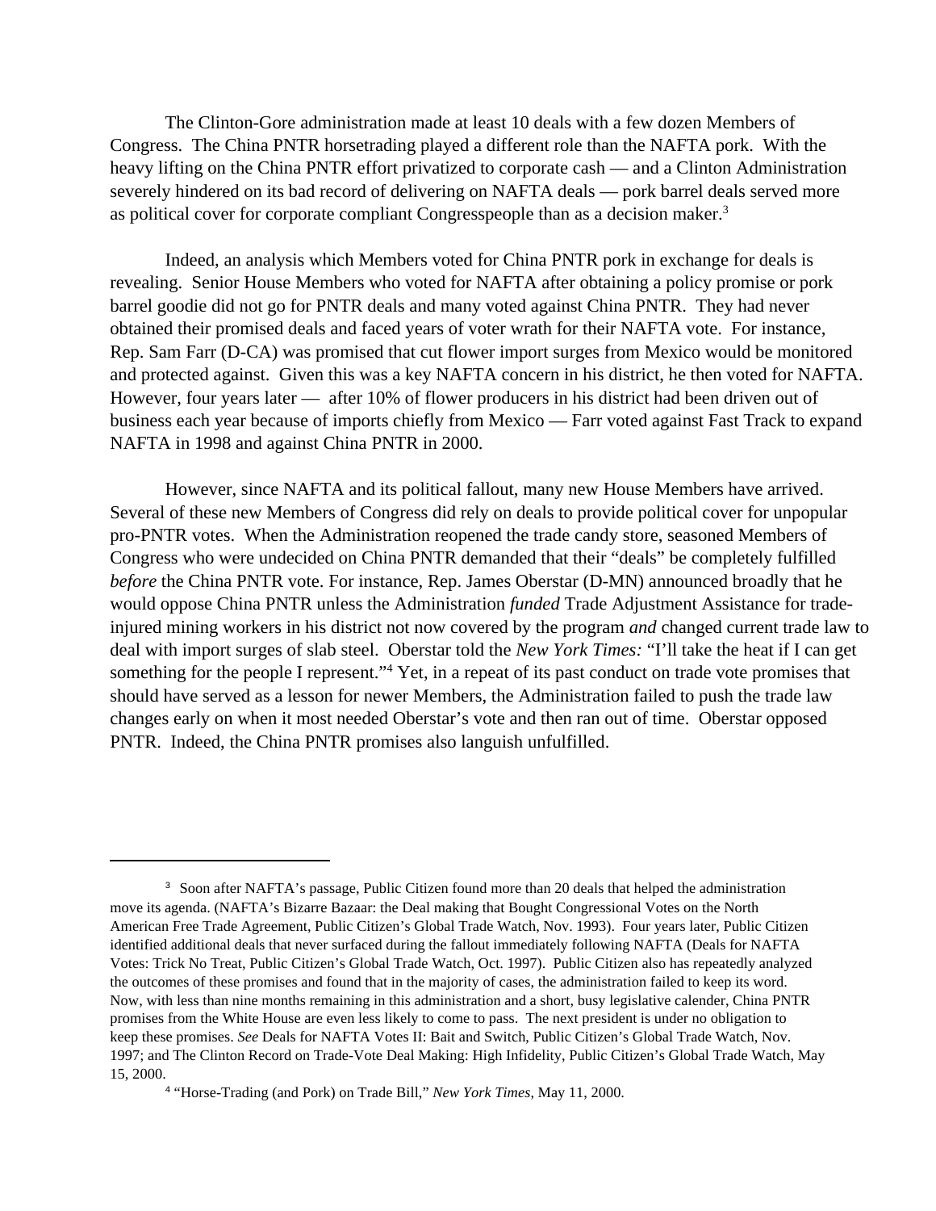The Clinton-Gore administration made at least 10 deals with a few dozen Members of Congress. The China PNTR horsetrading played a different role than the NAFTA pork. With the heavy lifting on the China PNTR effort privatized to corporate cash — and a Clinton Administration severely hindered on its bad record of delivering on NAFTA deals — pork barrel deals served more as political cover for corporate compliant Congresspeople than as a decision maker.[3]

Indeed, an analysis which Members voted for China PNTR pork in exchange for deals is revealing. Senior House Members who voted for NAFTA after obtaining a policy promise or pork barrel goodie did not go for PNTR deals and many voted against China PNTR. They had never obtained their promised deals and faced years of voter wrath for their NAFTA vote. For instance, Rep. Sam Farr (D-CA) was promised that cut flower import surges from Mexico would be monitored and protected against. Given this was a key NAFTA concern in his district, he then voted for NAFTA. However, four years later — after 10% of flower producers in his district had been driven out of business each year because of imports chiefly from Mexico — Farr voted against Fast Track to expand NAFTA in 1998 and against China PNTR in 2000.

However, since NAFTA and its political fallout, many new House Members have arrived. Several of these new Members of Congress did rely on deals to provide political cover for unpopular pro-PNTR votes. When the Administration reopened the trade candy store, seasoned Members of Congress who were undecided on China PNTR demanded that their "deals" be completely fulfilled *before* the China PNTR vote. For instance, Rep. James Oberstar (D-MN) announced broadly that he would oppose China PNTR unless the Administration *funded* Trade Adjustment Assistance for trade-injured mining workers in his district not now covered by the program *and* changed current trade law to deal with import surges of slab steel. Oberstar told the *New York Times:* "I'll take the heat if I can get something for the people I represent."[4] Yet, in a repeat of its past conduct on trade vote promises that should have served as a lesson for newer Members, the Administration failed to push the trade law changes early on when it most needed Oberstar's vote and then ran out of time. Oberstar opposed PNTR. Indeed, the China PNTR promises also languish unfulfilled.

---

[3] Soon after NAFTA's passage, Public Citizen found more than 20 deals that helped the administration move its agenda. (NAFTA's Bizarre Bazaar: the Deal making that Bought Congressional Votes on the North American Free Trade Agreement, Public Citizen's Global Trade Watch, Nov. 1993). Four years later, Public Citizen identified additional deals that never surfaced during the fallout immediately following NAFTA (Deals for NAFTA Votes: Trick No Treat, Public Citizen's Global Trade Watch, Oct. 1997). Public Citizen also has repeatedly analyzed the outcomes of these promises and found that in the majority of cases, the administration failed to keep its word. Now, with less than nine months remaining in this administration and a short, busy legislative calender, China PNTR promises from the White House are even less likely to come to pass. The next president is under no obligation to keep these promises. *See* Deals for NAFTA Votes II: Bait and Switch, Public Citizen's Global Trade Watch, Nov. 1997; and The Clinton Record on Trade-Vote Deal Making: High Infidelity, Public Citizen's Global Trade Watch, May 15, 2000.

[4] "Horse-Trading (and Pork) on Trade Bill," *New York Times*, May 11, 2000.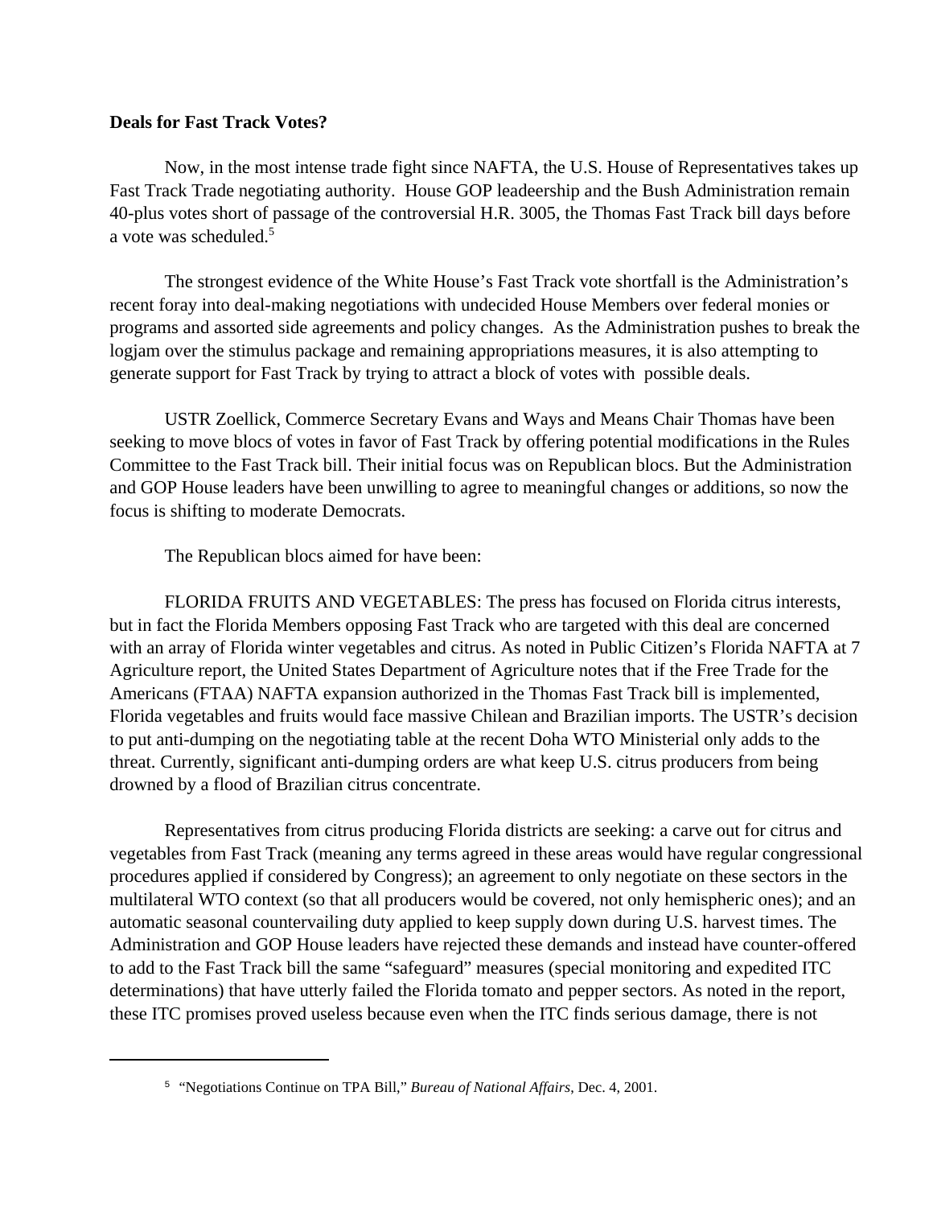**Deals for Fast Track Votes?**

Now, in the most intense trade fight since NAFTA, the U.S. House of Representatives takes up Fast Track Trade negotiating authority. House GOP leadeership and the Bush Administration remain 40-plus votes short of passage of the controversial H.R. 3005, the Thomas Fast Track bill days before a vote was scheduled.[5]

The strongest evidence of the White House's Fast Track vote shortfall is the Administration's recent foray into deal-making negotiations with undecided House Members over federal monies or programs and assorted side agreements and policy changes. As the Administration pushes to break the logjam over the stimulus package and remaining appropriations measures, it is also attempting to generate support for Fast Track by trying to attract a block of votes with possible deals.

USTR Zoellick, Commerce Secretary Evans and Ways and Means Chair Thomas have been seeking to move blocs of votes in favor of Fast Track by offering potential modifications in the Rules Committee to the Fast Track bill. Their initial focus was on Republican blocs. But the Administration and GOP House leaders have been unwilling to agree to meaningful changes or additions, so now the focus is shifting to moderate Democrats.

The Republican blocs aimed for have been:

FLORIDA FRUITS AND VEGETABLES: The press has focused on Florida citrus interests, but in fact the Florida Members opposing Fast Track who are targeted with this deal are concerned with an array of Florida winter vegetables and citrus. As noted in Public Citizen's Florida NAFTA at 7 Agriculture report, the United States Department of Agriculture notes that if the Free Trade for the Americans (FTAA) NAFTA expansion authorized in the Thomas Fast Track bill is implemented, Florida vegetables and fruits would face massive Chilean and Brazilian imports. The USTR's decision to put anti-dumping on the negotiating table at the recent Doha WTO Ministerial only adds to the threat. Currently, significant anti-dumping orders are what keep U.S. citrus producers from being drowned by a flood of Brazilian citrus concentrate.

Representatives from citrus producing Florida districts are seeking: a carve out for citrus and vegetables from Fast Track (meaning any terms agreed in these areas would have regular congressional procedures applied if considered by Congress); an agreement to only negotiate on these sectors in the multilateral WTO context (so that all producers would be covered, not only hemispheric ones); and an automatic seasonal countervailing duty applied to keep supply down during U.S. harvest times. The Administration and GOP House leaders have rejected these demands and instead have counter-offered to add to the Fast Track bill the same "safeguard" measures (special monitoring and expedited ITC determinations) that have utterly failed the Florida tomato and pepper sectors. As noted in the report, these ITC promises proved useless because even when the ITC finds serious damage, there is not

[5] "Negotiations Continue on TPA Bill," *Bureau of National Affairs*, Dec. 4, 2001.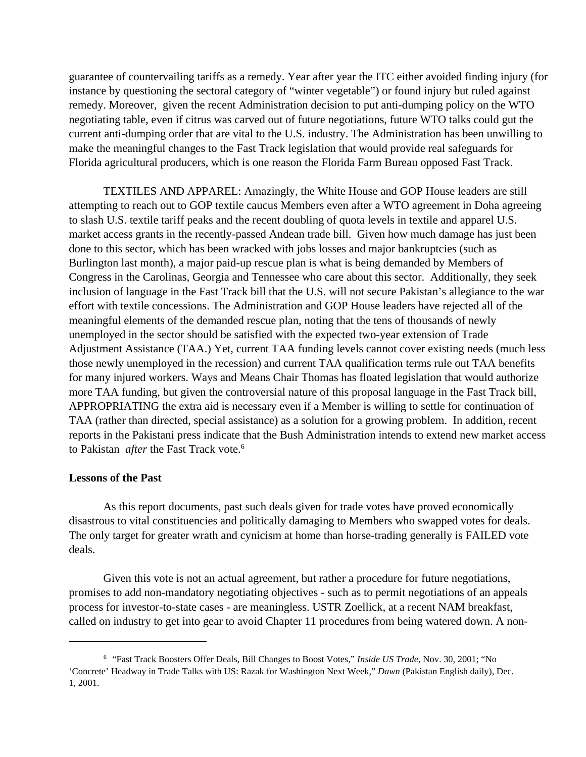guarantee of countervailing tariffs as a remedy. Year after year the ITC either avoided finding injury (for instance by questioning the sectoral category of "winter vegetable") or found injury but ruled against remedy. Moreover, given the recent Administration decision to put anti-dumping policy on the WTO negotiating table, even if citrus was carved out of future negotiations, future WTO talks could gut the current anti-dumping order that are vital to the U.S. industry. The Administration has been unwilling to make the meaningful changes to the Fast Track legislation that would provide real safeguards for Florida agricultural producers, which is one reason the Florida Farm Bureau opposed Fast Track.

TEXTILES AND APPAREL: Amazingly, the White House and GOP House leaders are still attempting to reach out to GOP textile caucus Members even after a WTO agreement in Doha agreeing to slash U.S. textile tariff peaks and the recent doubling of quota levels in textile and apparel U.S. market access grants in the recently-passed Andean trade bill. Given how much damage has just been done to this sector, which has been wracked with jobs losses and major bankruptcies (such as Burlington last month), a major paid-up rescue plan is what is being demanded by Members of Congress in the Carolinas, Georgia and Tennessee who care about this sector. Additionally, they seek inclusion of language in the Fast Track bill that the U.S. will not secure Pakistan's allegiance to the war effort with textile concessions. The Administration and GOP House leaders have rejected all of the meaningful elements of the demanded rescue plan, noting that the tens of thousands of newly unemployed in the sector should be satisfied with the expected two-year extension of Trade Adjustment Assistance (TAA.) Yet, current TAA funding levels cannot cover existing needs (much less those newly unemployed in the recession) and current TAA qualification terms rule out TAA benefits for many injured workers. Ways and Means Chair Thomas has floated legislation that would authorize more TAA funding, but given the controversial nature of this proposal language in the Fast Track bill, APPROPRIATING the extra aid is necessary even if a Member is willing to settle for continuation of TAA (rather than directed, special assistance) as a solution for a growing problem. In addition, recent reports in the Pakistani press indicate that the Bush Administration intends to extend new market access to Pakistan *after* the Fast Track vote.[6]

**Lessons of the Past**

As this report documents, past such deals given for trade votes have proved economically disastrous to vital constituencies and politically damaging to Members who swapped votes for deals. The only target for greater wrath and cynicism at home than horse-trading generally is FAILED vote deals.

Given this vote is not an actual agreement, but rather a procedure for future negotiations, promises to add non-mandatory negotiating objectives - such as to permit negotiations of an appeals process for investor-to-state cases - are meaningless. USTR Zoellick, at a recent NAM breakfast, called on industry to get into gear to avoid Chapter 11 procedures from being watered down. A non-

---

[6] "Fast Track Boosters Offer Deals, Bill Changes to Boost Votes," *Inside US Trade*, Nov. 30, 2001; "No 'Concrete' Headway in Trade Talks with US: Razak for Washington Next Week," *Dawn* (Pakistan English daily), Dec. 1, 2001.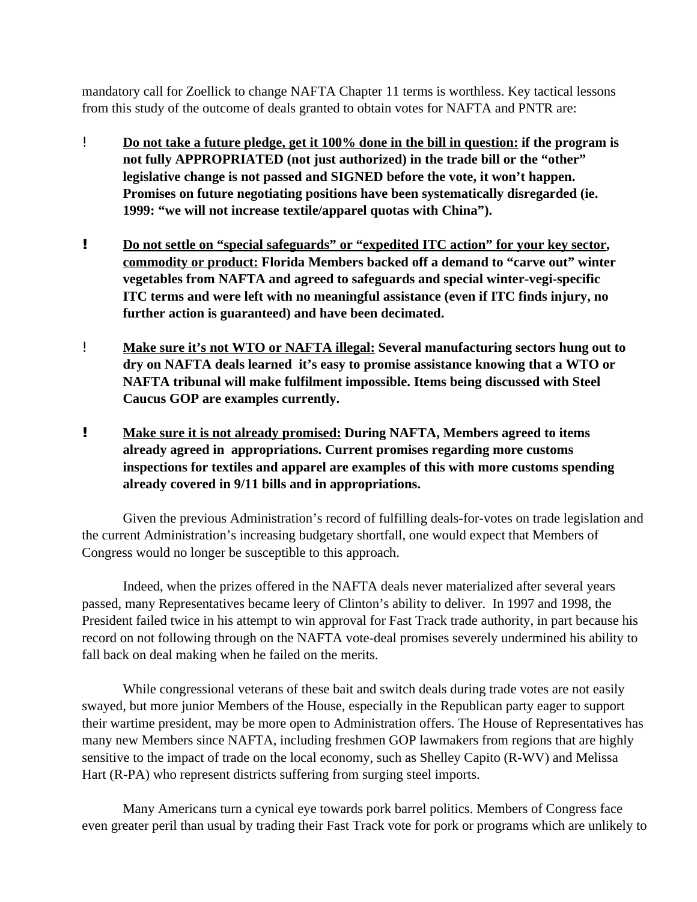mandatory call for Zoellick to change NAFTA Chapter 11 terms is worthless. Key tactical lessons from this study of the outcome of deals granted to obtain votes for NAFTA and PNTR are:

- **Do not take a future pledge, get it 100% done in the bill in question: if the program is not fully APPROPRIATED (not just authorized) in the trade bill or the "other" legislative change is not passed and SIGNED before the vote, it won't happen. Promises on future negotiating positions have been systematically disregarded (ie. 1999: "we will not increase textile/apparel quotas with China").**

- **Do not settle on "special safeguards" or "expedited ITC action" for your key sector, commodity or product: Florida Members backed off a demand to "carve out" winter vegetables from NAFTA and agreed to safeguards and special winter-vegi-specific ITC terms and were left with no meaningful assistance (even if ITC finds injury, no further action is guaranteed) and have been decimated.**

- **Make sure it's not WTO or NAFTA illegal: Several manufacturing sectors hung out to dry on NAFTA deals learned it's easy to promise assistance knowing that a WTO or NAFTA tribunal will make fulfilment impossible. Items being discussed with Steel Caucus GOP are examples currently.**

- **Make sure it is not already promised: During NAFTA, Members agreed to items already agreed in appropriations. Current promises regarding more customs inspections for textiles and apparel are examples of this with more customs spending already covered in 9/11 bills and in appropriations.**

Given the previous Administration's record of fulfilling deals-for-votes on trade legislation and the current Administration's increasing budgetary shortfall, one would expect that Members of Congress would no longer be susceptible to this approach.

Indeed, when the prizes offered in the NAFTA deals never materialized after several years passed, many Representatives became leery of Clinton's ability to deliver. In 1997 and 1998, the President failed twice in his attempt to win approval for Fast Track trade authority, in part because his record on not following through on the NAFTA vote-deal promises severely undermined his ability to fall back on deal making when he failed on the merits.

While congressional veterans of these bait and switch deals during trade votes are not easily swayed, but more junior Members of the House, especially in the Republican party eager to support their wartime president, may be more open to Administration offers. The House of Representatives has many new Members since NAFTA, including freshmen GOP lawmakers from regions that are highly sensitive to the impact of trade on the local economy, such as Shelley Capito (R-WV) and Melissa Hart (R-PA) who represent districts suffering from surging steel imports.

Many Americans turn a cynical eye towards pork barrel politics. Members of Congress face even greater peril than usual by trading their Fast Track vote for pork or programs which are unlikely to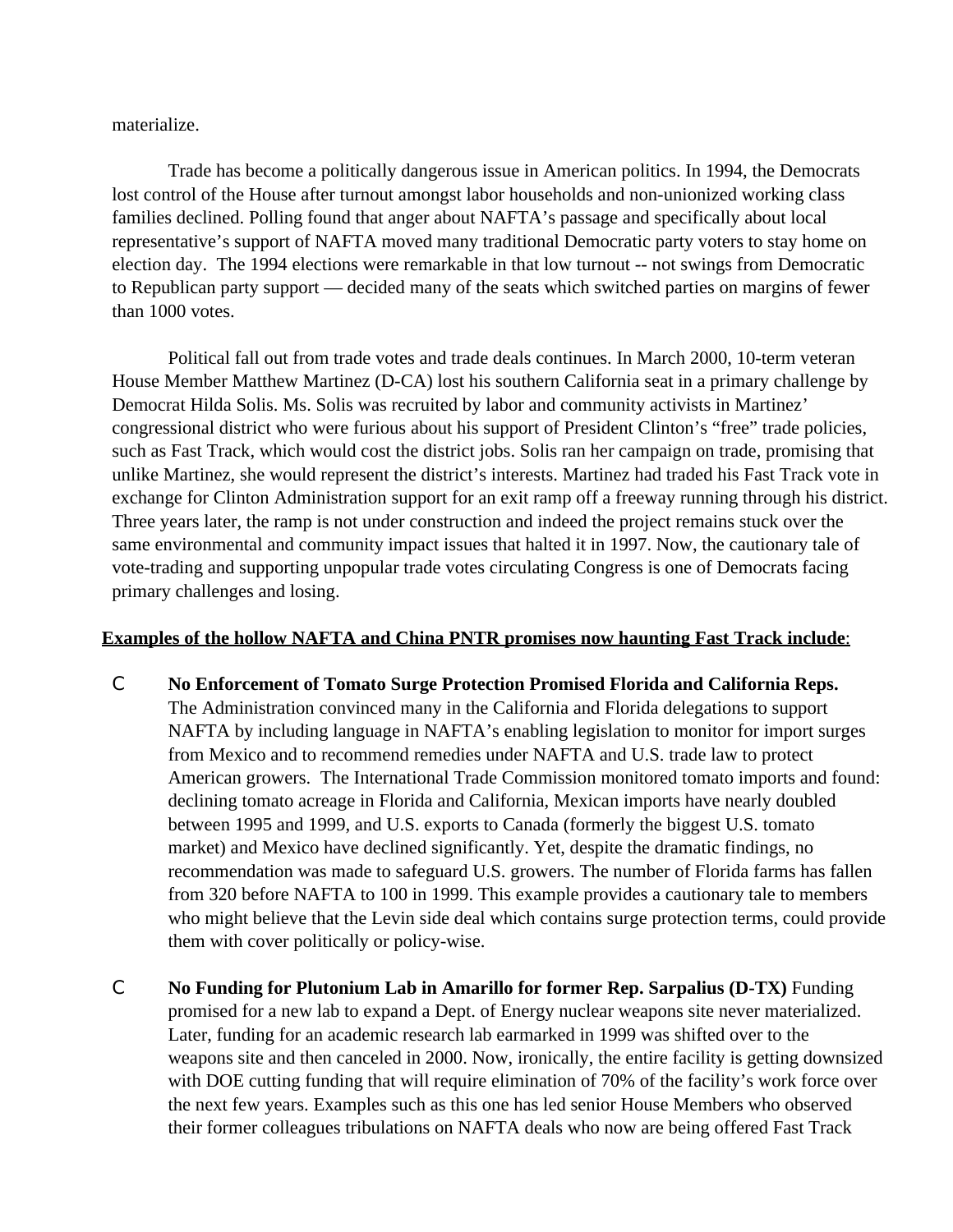materialize.

Trade has become a politically dangerous issue in American politics. In 1994, the Democrats lost control of the House after turnout amongst labor households and non-unionized working class families declined. Polling found that anger about NAFTA's passage and specifically about local representative's support of NAFTA moved many traditional Democratic party voters to stay home on election day. The 1994 elections were remarkable in that low turnout -- not swings from Democratic to Republican party support — decided many of the seats which switched parties on margins of fewer than 1000 votes.

Political fall out from trade votes and trade deals continues. In March 2000, 10-term veteran House Member Matthew Martinez (D-CA) lost his southern California seat in a primary challenge by Democrat Hilda Solis. Ms. Solis was recruited by labor and community activists in Martinez' congressional district who were furious about his support of President Clinton's "free" trade policies, such as Fast Track, which would cost the district jobs. Solis ran her campaign on trade, promising that unlike Martinez, she would represent the district's interests. Martinez had traded his Fast Track vote in exchange for Clinton Administration support for an exit ramp off a freeway running through his district. Three years later, the ramp is not under construction and indeed the project remains stuck over the same environmental and community impact issues that halted it in 1997. Now, the cautionary tale of vote-trading and supporting unpopular trade votes circulating Congress is one of Democrats facing primary challenges and losing.

**Examples of the hollow NAFTA and China PNTR promises now haunting Fast Track include**:

- **No Enforcement of Tomato Surge Protection Promised Florida and California Reps.** The Administration convinced many in the California and Florida delegations to support NAFTA by including language in NAFTA's enabling legislation to monitor for import surges from Mexico and to recommend remedies under NAFTA and U.S. trade law to protect American growers. The International Trade Commission monitored tomato imports and found: declining tomato acreage in Florida and California, Mexican imports have nearly doubled between 1995 and 1999, and U.S. exports to Canada (formerly the biggest U.S. tomato market) and Mexico have declined significantly. Yet, despite the dramatic findings, no recommendation was made to safeguard U.S. growers. The number of Florida farms has fallen from 320 before NAFTA to 100 in 1999. This example provides a cautionary tale to members who might believe that the Levin side deal which contains surge protection terms, could provide them with cover politically or policy-wise.

- **No Funding for Plutonium Lab in Amarillo for former Rep. Sarpalius (D-TX)** Funding promised for a new lab to expand a Dept. of Energy nuclear weapons site never materialized. Later, funding for an academic research lab earmarked in 1999 was shifted over to the weapons site and then canceled in 2000. Now, ironically, the entire facility is getting downsized with DOE cutting funding that will require elimination of 70% of the facility's work force over the next few years. Examples such as this one has led senior House Members who observed their former colleagues tribulations on NAFTA deals who now are being offered Fast Track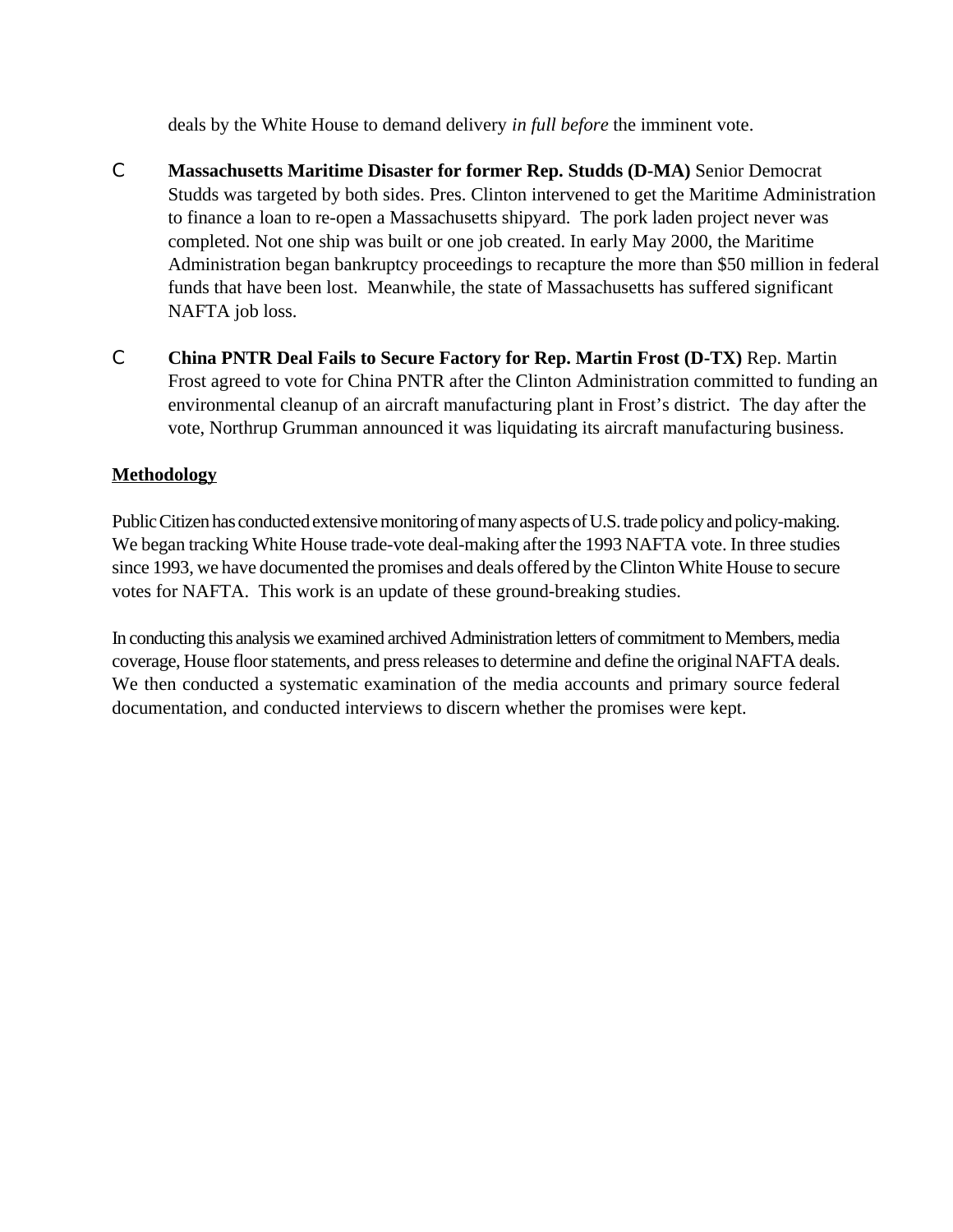deals by the White House to demand delivery *in full before* the imminent vote.

- **Massachusetts Maritime Disaster for former Rep. Studds (D-MA)** Senior Democrat Studds was targeted by both sides. Pres. Clinton intervened to get the Maritime Administration to finance a loan to re-open a Massachusetts shipyard. The pork laden project never was completed. Not one ship was built or one job created. In early May 2000, the Maritime Administration began bankruptcy proceedings to recapture the more than $50 million in federal funds that have been lost. Meanwhile, the state of Massachusetts has suffered significant NAFTA job loss.

- **China PNTR Deal Fails to Secure Factory for Rep. Martin Frost (D-TX)** Rep. Martin Frost agreed to vote for China PNTR after the Clinton Administration committed to funding an environmental cleanup of an aircraft manufacturing plant in Frost's district. The day after the vote, Northrup Grumman announced it was liquidating its aircraft manufacturing business.

## Methodology

Public Citizen has conducted extensive monitoring of many aspects of U.S. trade policy and policy-making. We began tracking White House trade-vote deal-making after the 1993 NAFTA vote. In three studies since 1993, we have documented the promises and deals offered by the Clinton White House to secure votes for NAFTA. This work is an update of these ground-breaking studies.

In conducting this analysis we examined archived Administration letters of commitment to Members, media coverage, House floor statements, and press releases to determine and define the original NAFTA deals. We then conducted a systematic examination of the media accounts and primary source federal documentation, and conducted interviews to discern whether the promises were kept.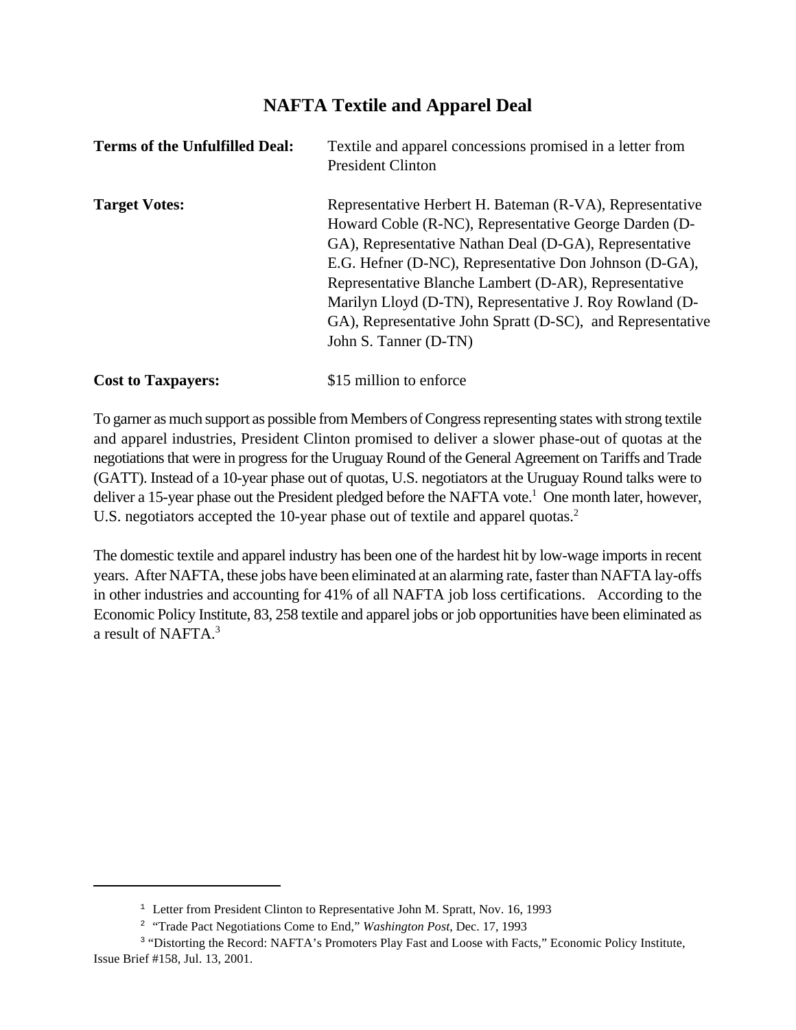# NAFTA Textile and Apparel Deal

**Terms of the Unfulfilled Deal:** Textile and apparel concessions promised in a letter from President Clinton

**Target Votes:** Representative Herbert H. Bateman (R-VA), Representative Howard Coble (R-NC), Representative George Darden (D-GA), Representative Nathan Deal (D-GA), Representative E.G. Hefner (D-NC), Representative Don Johnson (D-GA), Representative Blanche Lambert (D-AR), Representative Marilyn Lloyd (D-TN), Representative J. Roy Rowland (D-GA), Representative John Spratt (D-SC), and Representative John S. Tanner (D-TN)

**Cost to Taxpayers:** $15 million to enforce

To garner as much support as possible from Members of Congress representing states with strong textile and apparel industries, President Clinton promised to deliver a slower phase-out of quotas at the negotiations that were in progress for the Uruguay Round of the General Agreement on Tariffs and Trade (GATT). Instead of a 10-year phase out of quotas, U.S. negotiators at the Uruguay Round talks were to deliver a 15-year phase out the President pledged before the NAFTA vote.[1] One month later, however, U.S. negotiators accepted the 10-year phase out of textile and apparel quotas.[2]

The domestic textile and apparel industry has been one of the hardest hit by low-wage imports in recent years. After NAFTA, these jobs have been eliminated at an alarming rate, faster than NAFTA lay-offs in other industries and accounting for 41% of all NAFTA job loss certifications. According to the Economic Policy Institute, 83, 258 textile and apparel jobs or job opportunities have been eliminated as a result of NAFTA.[3]

---

[1] Letter from President Clinton to Representative John M. Spratt, Nov. 16, 1993

[2] "Trade Pact Negotiations Come to End," *Washington Post*, Dec. 17, 1993

[3] "Distorting the Record: NAFTA's Promoters Play Fast and Loose with Facts," Economic Policy Institute, Issue Brief #158, Jul. 13, 2001.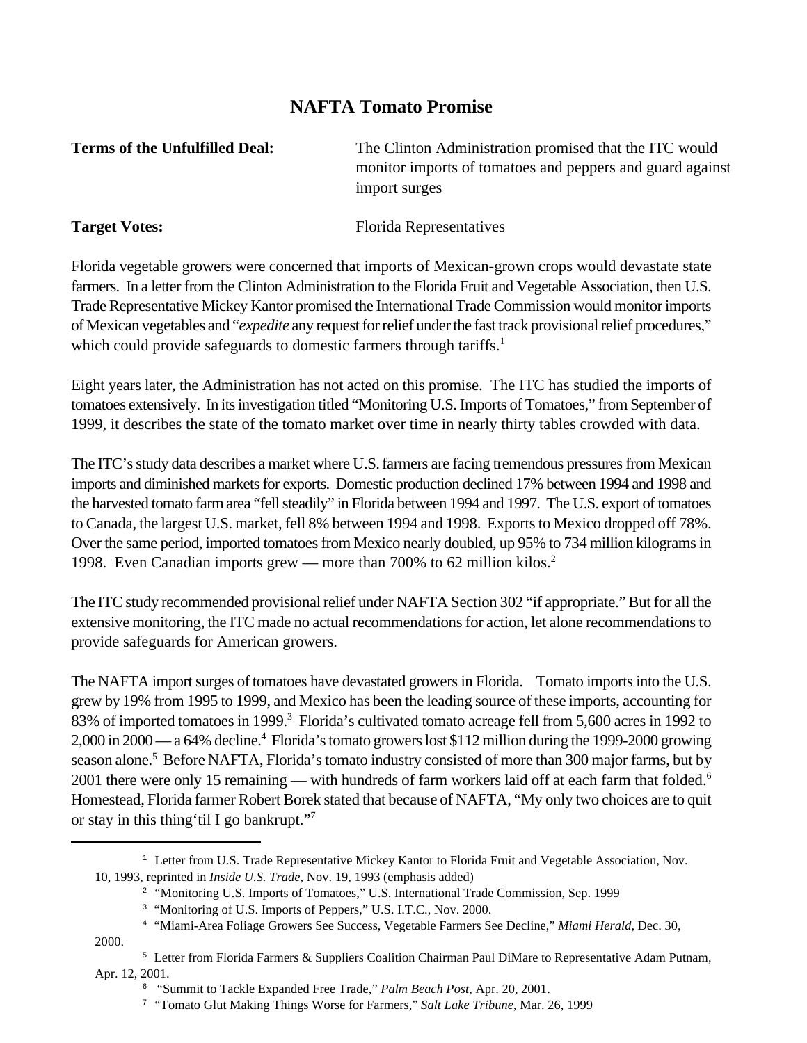## NAFTA Tomato Promise

**Terms of the Unfulfilled Deal:** The Clinton Administration promised that the ITC would monitor imports of tomatoes and peppers and guard against import surges

**Target Votes:** Florida Representatives

Florida vegetable growers were concerned that imports of Mexican-grown crops would devastate state farmers. In a letter from the Clinton Administration to the Florida Fruit and Vegetable Association, then U.S. Trade Representative Mickey Kantor promised the International Trade Commission would monitor imports of Mexican vegetables and "*expedite* any request for relief under the fast track provisional relief procedures," which could provide safeguards to domestic farmers through tariffs.[1]

Eight years later, the Administration has not acted on this promise. The ITC has studied the imports of tomatoes extensively. In its investigation titled "Monitoring U.S. Imports of Tomatoes," from September of 1999, it describes the state of the tomato market over time in nearly thirty tables crowded with data.

The ITC's study data describes a market where U.S. farmers are facing tremendous pressures from Mexican imports and diminished markets for exports. Domestic production declined 17% between 1994 and 1998 and the harvested tomato farm area "fell steadily" in Florida between 1994 and 1997. The U.S. export of tomatoes to Canada, the largest U.S. market, fell 8% between 1994 and 1998. Exports to Mexico dropped off 78%. Over the same period, imported tomatoes from Mexico nearly doubled, up 95% to 734 million kilograms in 1998. Even Canadian imports grew — more than 700% to 62 million kilos.[2]

The ITC study recommended provisional relief under NAFTA Section 302 "if appropriate." But for all the extensive monitoring, the ITC made no actual recommendations for action, let alone recommendations to provide safeguards for American growers.

The NAFTA import surges of tomatoes have devastated growers in Florida. Tomato imports into the U.S. grew by 19% from 1995 to 1999, and Mexico has been the leading source of these imports, accounting for 83% of imported tomatoes in 1999.[3] Florida's cultivated tomato acreage fell from 5,600 acres in 1992 to 2,000 in 2000 — a 64% decline.[4] Florida's tomato growers lost $112 million during the 1999-2000 growing season alone.[5] Before NAFTA, Florida's tomato industry consisted of more than 300 major farms, but by 2001 there were only 15 remaining — with hundreds of farm workers laid off at each farm that folded.[6] Homestead, Florida farmer Robert Borek stated that because of NAFTA, "My only two choices are to quit or stay in this thing 'til I go bankrupt."[7]

---

[1] Letter from U.S. Trade Representative Mickey Kantor to Florida Fruit and Vegetable Association, Nov. 10, 1993, reprinted in *Inside U.S. Trade*, Nov. 19, 1993 (emphasis added)

[2] "Monitoring U.S. Imports of Tomatoes," U.S. International Trade Commission, Sep. 1999

[3] "Monitoring of U.S. Imports of Peppers," U.S. I.T.C., Nov. 2000.

[4] "Miami-Area Foliage Growers See Success, Vegetable Farmers See Decline," *Miami Herald*, Dec. 30, 2000.

[5] Letter from Florida Farmers & Suppliers Coalition Chairman Paul DiMare to Representative Adam Putnam, Apr. 12, 2001.

[6] "Summit to Tackle Expanded Free Trade," *Palm Beach Post*, Apr. 20, 2001.

[7] "Tomato Glut Making Things Worse for Farmers," *Salt Lake Tribune*, Mar. 26, 1999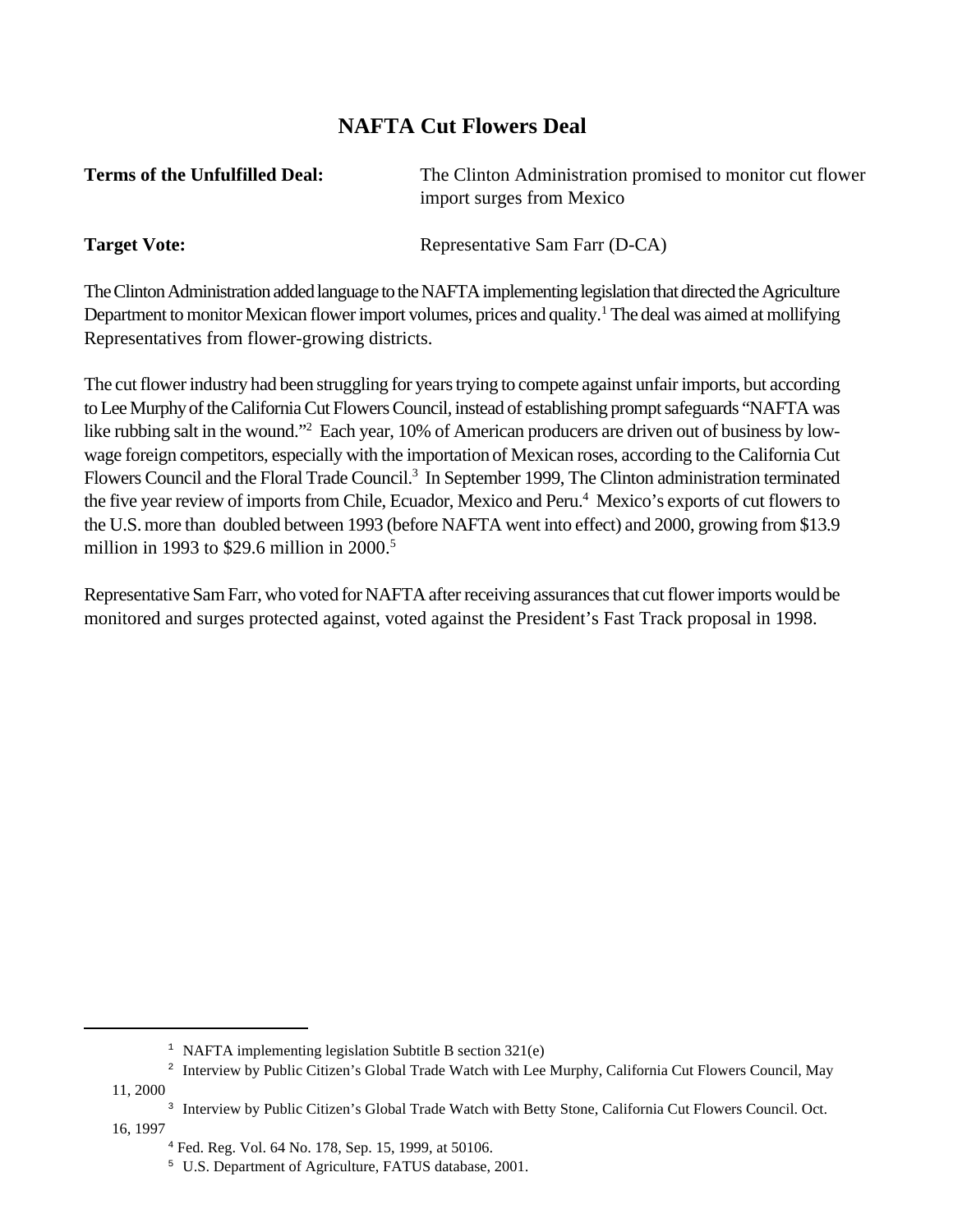# NAFTA Cut Flowers Deal

**Terms of the Unfulfilled Deal:** The Clinton Administration promised to monitor cut flower import surges from Mexico

**Target Vote:** Representative Sam Farr (D-CA)

The Clinton Administration added language to the NAFTA implementing legislation that directed the Agriculture Department to monitor Mexican flower import volumes, prices and quality.[1] The deal was aimed at mollifying Representatives from flower-growing districts.

The cut flower industry had been struggling for years trying to compete against unfair imports, but according to Lee Murphy of the California Cut Flowers Council, instead of establishing prompt safeguards "NAFTA was like rubbing salt in the wound."[2] Each year, 10% of American producers are driven out of business by low-wage foreign competitors, especially with the importation of Mexican roses, according to the California Cut Flowers Council and the Floral Trade Council.[3] In September 1999, The Clinton administration terminated the five year review of imports from Chile, Ecuador, Mexico and Peru.[4] Mexico's exports of cut flowers to the U.S. more than doubled between 1993 (before NAFTA went into effect) and 2000, growing from $13.9 million in 1993 to $29.6 million in 2000.[5]

Representative Sam Farr, who voted for NAFTA after receiving assurances that cut flower imports would be monitored and surges protected against, voted against the President's Fast Track proposal in 1998.

---

[1] NAFTA implementing legislation Subtitle B section 321(e)

[2] Interview by Public Citizen's Global Trade Watch with Lee Murphy, California Cut Flowers Council, May 11, 2000

[3] Interview by Public Citizen's Global Trade Watch with Betty Stone, California Cut Flowers Council. Oct. 16, 1997

[4] Fed. Reg. Vol. 64 No. 178, Sep. 15, 1999, at 50106.

[5] U.S. Department of Agriculture, FATUS database, 2001.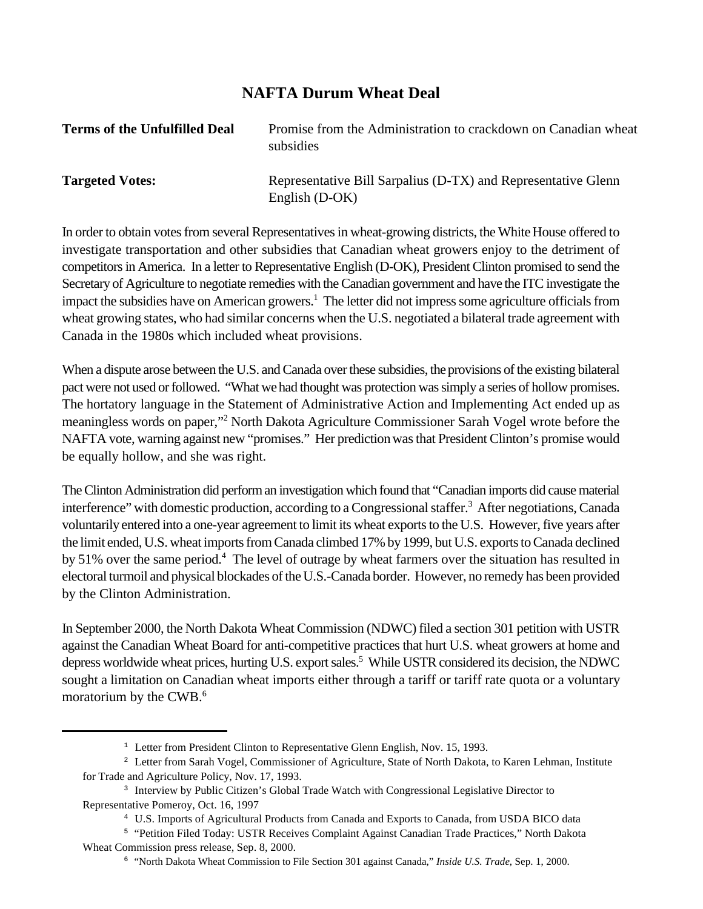## NAFTA Durum Wheat Deal

**Terms of the Unfulfilled Deal** Promise from the Administration to crackdown on Canadian wheat subsidies

**Targeted Votes:** Representative Bill Sarpalius (D-TX) and Representative Glenn English (D-OK)

In order to obtain votes from several Representatives in wheat-growing districts, the White House offered to investigate transportation and other subsidies that Canadian wheat growers enjoy to the detriment of competitors in America. In a letter to Representative English (D-OK), President Clinton promised to send the Secretary of Agriculture to negotiate remedies with the Canadian government and have the ITC investigate the impact the subsidies have on American growers.[1] The letter did not impress some agriculture officials from wheat growing states, who had similar concerns when the U.S. negotiated a bilateral trade agreement with Canada in the 1980s which included wheat provisions.

When a dispute arose between the U.S. and Canada over these subsidies, the provisions of the existing bilateral pact were not used or followed. "What we had thought was protection was simply a series of hollow promises. The hortatory language in the Statement of Administrative Action and Implementing Act ended up as meaningless words on paper,"[2] North Dakota Agriculture Commissioner Sarah Vogel wrote before the NAFTA vote, warning against new "promises." Her prediction was that President Clinton's promise would be equally hollow, and she was right.

The Clinton Administration did perform an investigation which found that "Canadian imports did cause material interference" with domestic production, according to a Congressional staffer.[3] After negotiations, Canada voluntarily entered into a one-year agreement to limit its wheat exports to the U.S. However, five years after the limit ended, U.S. wheat imports from Canada climbed 17% by 1999, but U.S. exports to Canada declined by 51% over the same period.[4] The level of outrage by wheat farmers over the situation has resulted in electoral turmoil and physical blockades of the U.S.-Canada border. However, no remedy has been provided by the Clinton Administration.

In September 2000, the North Dakota Wheat Commission (NDWC) filed a section 301 petition with USTR against the Canadian Wheat Board for anti-competitive practices that hurt U.S. wheat growers at home and depress worldwide wheat prices, hurting U.S. export sales.[5] While USTR considered its decision, the NDWC sought a limitation on Canadian wheat imports either through a tariff or tariff rate quota or a voluntary moratorium by the CWB.[6]

---

[1] Letter from President Clinton to Representative Glenn English, Nov. 15, 1993.

[2] Letter from Sarah Vogel, Commissioner of Agriculture, State of North Dakota, to Karen Lehman, Institute for Trade and Agriculture Policy, Nov. 17, 1993.

[3] Interview by Public Citizen's Global Trade Watch with Congressional Legislative Director to Representative Pomeroy, Oct. 16, 1997

[4] U.S. Imports of Agricultural Products from Canada and Exports to Canada, from USDA BICO data

[5] "Petition Filed Today: USTR Receives Complaint Against Canadian Trade Practices," North Dakota Wheat Commission press release, Sep. 8, 2000.

[6] "North Dakota Wheat Commission to File Section 301 against Canada," *Inside U.S. Trade*, Sep. 1, 2000.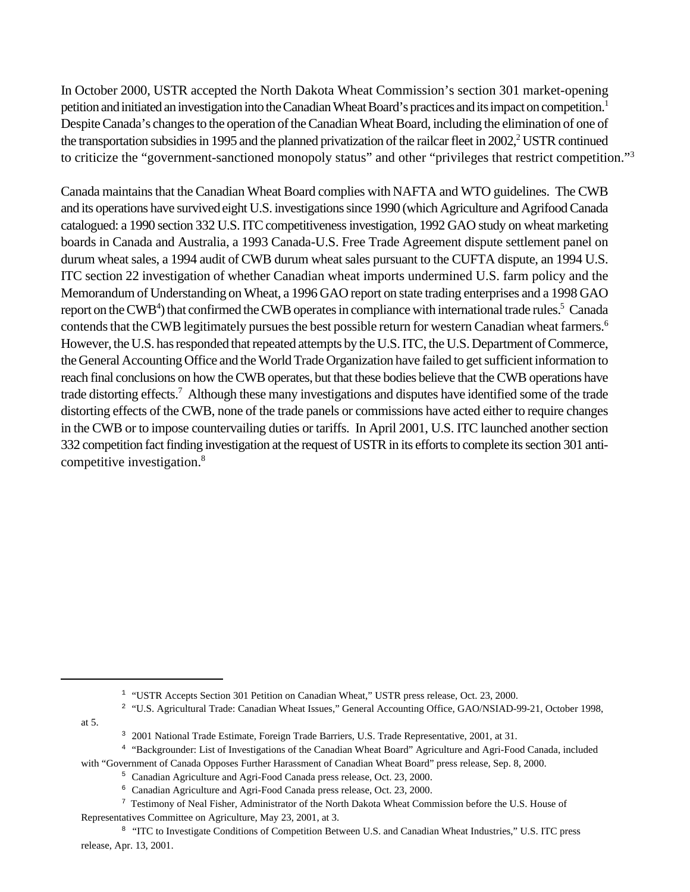In October 2000, USTR accepted the North Dakota Wheat Commission's section 301 market-opening petition and initiated an investigation into the Canadian Wheat Board's practices and its impact on competition.[1] Despite Canada's changes to the operation of the Canadian Wheat Board, including the elimination of one of the transportation subsidies in 1995 and the planned privatization of the railcar fleet in 2002,[2] USTR continued to criticize the "government-sanctioned monopoly status" and other "privileges that restrict competition."[3]

Canada maintains that the Canadian Wheat Board complies with NAFTA and WTO guidelines. The CWB and its operations have survived eight U.S. investigations since 1990 (which Agriculture and Agrifood Canada catalogued: a 1990 section 332 U.S. ITC competitiveness investigation, 1992 GAO study on wheat marketing boards in Canada and Australia, a 1993 Canada-U.S. Free Trade Agreement dispute settlement panel on durum wheat sales, a 1994 audit of CWB durum wheat sales pursuant to the CUFTA dispute, an 1994 U.S. ITC section 22 investigation of whether Canadian wheat imports undermined U.S. farm policy and the Memorandum of Understanding on Wheat, a 1996 GAO report on state trading enterprises and a 1998 GAO report on the CWB[4]) that confirmed the CWB operates in compliance with international trade rules.[5] Canada contends that the CWB legitimately pursues the best possible return for western Canadian wheat farmers.[6] However, the U.S. has responded that repeated attempts by the U.S. ITC, the U.S. Department of Commerce, the General Accounting Office and the World Trade Organization have failed to get sufficient information to reach final conclusions on how the CWB operates, but that these bodies believe that the CWB operations have trade distorting effects.[7] Although these many investigations and disputes have identified some of the trade distorting effects of the CWB, none of the trade panels or commissions have acted either to require changes in the CWB or to impose countervailing duties or tariffs. In April 2001, U.S. ITC launched another section 332 competition fact finding investigation at the request of USTR in its efforts to complete its section 301 anti-competitive investigation.[8]

---

[1] "USTR Accepts Section 301 Petition on Canadian Wheat," USTR press release, Oct. 23, 2000.

[2] "U.S. Agricultural Trade: Canadian Wheat Issues," General Accounting Office, GAO/NSIAD-99-21, October 1998, at 5.

[3] 2001 National Trade Estimate, Foreign Trade Barriers, U.S. Trade Representative, 2001, at 31.

[4] "Backgrounder: List of Investigations of the Canadian Wheat Board" Agriculture and Agri-Food Canada, included with "Government of Canada Opposes Further Harassment of Canadian Wheat Board" press release, Sep. 8, 2000.

[5] Canadian Agriculture and Agri-Food Canada press release, Oct. 23, 2000.

[6] Canadian Agriculture and Agri-Food Canada press release, Oct. 23, 2000.

[7] Testimony of Neal Fisher, Administrator of the North Dakota Wheat Commission before the U.S. House of Representatives Committee on Agriculture, May 23, 2001, at 3.

[8] "ITC to Investigate Conditions of Competition Between U.S. and Canadian Wheat Industries," U.S. ITC press release, Apr. 13, 2001.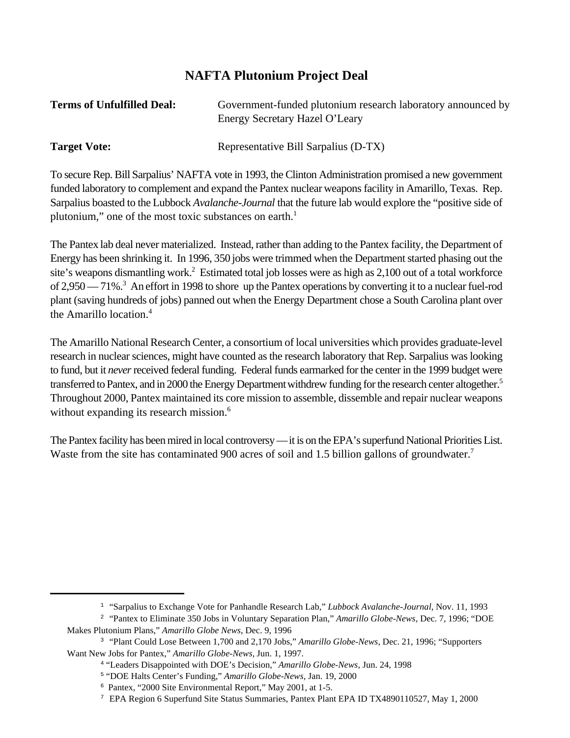# NAFTA Plutonium Project Deal

**Terms of Unfulfilled Deal:** Government-funded plutonium research laboratory announced by Energy Secretary Hazel O'Leary

**Target Vote:** Representative Bill Sarpalius (D-TX)

To secure Rep. Bill Sarpalius' NAFTA vote in 1993, the Clinton Administration promised a new government funded laboratory to complement and expand the Pantex nuclear weapons facility in Amarillo, Texas. Rep. Sarpalius boasted to the Lubbock *Avalanche-Journal* that the future lab would explore the "positive side of plutonium," one of the most toxic substances on earth.[1]

The Pantex lab deal never materialized. Instead, rather than adding to the Pantex facility, the Department of Energy has been shrinking it. In 1996, 350 jobs were trimmed when the Department started phasing out the site's weapons dismantling work.[2] Estimated total job losses were as high as 2,100 out of a total workforce of 2,950 — 71%.[3] An effort in 1998 to shore up the Pantex operations by converting it to a nuclear fuel-rod plant (saving hundreds of jobs) panned out when the Energy Department chose a South Carolina plant over the Amarillo location.[4]

The Amarillo National Research Center, a consortium of local universities which provides graduate-level research in nuclear sciences, might have counted as the research laboratory that Rep. Sarpalius was looking to fund, but it *never* received federal funding. Federal funds earmarked for the center in the 1999 budget were transferred to Pantex, and in 2000 the Energy Department withdrew funding for the research center altogether.[5] Throughout 2000, Pantex maintained its core mission to assemble, dissemble and repair nuclear weapons without expanding its research mission.[6]

The Pantex facility has been mired in local controversy — it is on the EPA's superfund National Priorities List. Waste from the site has contaminated 900 acres of soil and 1.5 billion gallons of groundwater.[7]

---

[1] "Sarpalius to Exchange Vote for Panhandle Research Lab," *Lubbock Avalanche-Journal*, Nov. 11, 1993

[2] "Pantex to Eliminate 350 Jobs in Voluntary Separation Plan," *Amarillo Globe-News*, Dec. 7, 1996; "DOE Makes Plutonium Plans," *Amarillo Globe News*, Dec. 9, 1996

[3] "Plant Could Lose Between 1,700 and 2,170 Jobs," *Amarillo Globe-News*, Dec. 21, 1996; "Supporters Want New Jobs for Pantex," *Amarillo Globe-News*, Jun. 1, 1997.

[4] "Leaders Disappointed with DOE's Decision," *Amarillo Globe-News*, Jun. 24, 1998

[5] "DOE Halts Center's Funding," *Amarillo Globe-News*, Jan. 19, 2000

[6] Pantex, "2000 Site Environmental Report," May 2001, at 1-5.

[7] EPA Region 6 Superfund Site Status Summaries, Pantex Plant EPA ID TX4890110527, May 1, 2000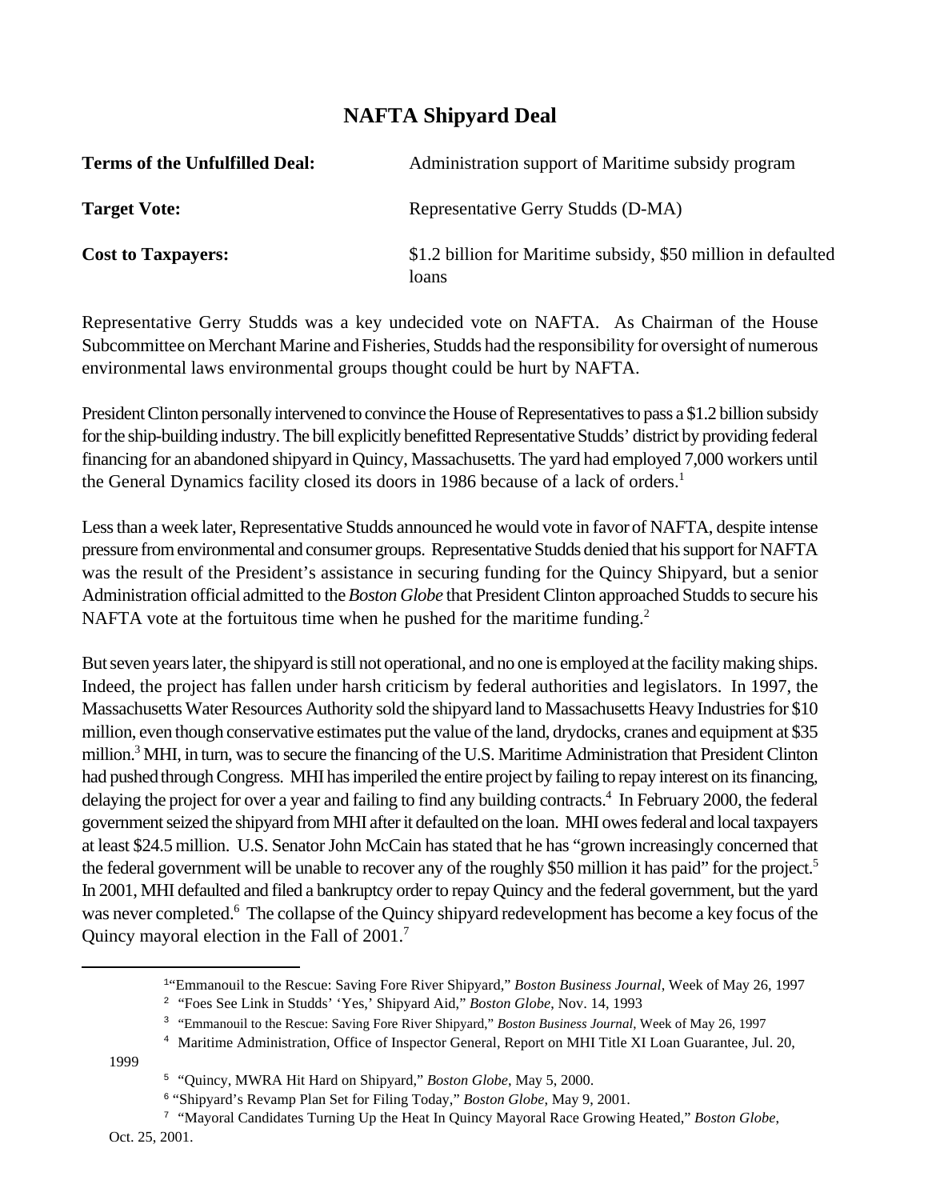# NAFTA Shipyard Deal

**Terms of the Unfulfilled Deal:** Administration support of Maritime subsidy program

**Target Vote:** Representative Gerry Studds (D-MA)

**Cost to Taxpayers:** $1.2 billion for Maritime subsidy, $50 million in defaulted loans

Representative Gerry Studds was a key undecided vote on NAFTA. As Chairman of the House Subcommittee on Merchant Marine and Fisheries, Studds had the responsibility for oversight of numerous environmental laws environmental groups thought could be hurt by NAFTA.

President Clinton personally intervened to convince the House of Representatives to pass a $1.2 billion subsidy for the ship-building industry. The bill explicitly benefitted Representative Studds' district by providing federal financing for an abandoned shipyard in Quincy, Massachusetts. The yard had employed 7,000 workers until the General Dynamics facility closed its doors in 1986 because of a lack of orders.[1]

Less than a week later, Representative Studds announced he would vote in favor of NAFTA, despite intense pressure from environmental and consumer groups. Representative Studds denied that his support for NAFTA was the result of the President's assistance in securing funding for the Quincy Shipyard, but a senior Administration official admitted to the *Boston Globe* that President Clinton approached Studds to secure his NAFTA vote at the fortuitous time when he pushed for the maritime funding.[2]

But seven years later, the shipyard is still not operational, and no one is employed at the facility making ships. Indeed, the project has fallen under harsh criticism by federal authorities and legislators. In 1997, the Massachusetts Water Resources Authority sold the shipyard land to Massachusetts Heavy Industries for $10 million, even though conservative estimates put the value of the land, drydocks, cranes and equipment at $35 million.[3] MHI, in turn, was to secure the financing of the U.S. Maritime Administration that President Clinton had pushed through Congress. MHI has imperiled the entire project by failing to repay interest on its financing, delaying the project for over a year and failing to find any building contracts.[4] In February 2000, the federal government seized the shipyard from MHI after it defaulted on the loan. MHI owes federal and local taxpayers at least $24.5 million. U.S. Senator John McCain has stated that he has "grown increasingly concerned that the federal government will be unable to recover any of the roughly $50 million it has paid" for the project.[5] In 2001, MHI defaulted and filed a bankruptcy order to repay Quincy and the federal government, but the yard was never completed.[6] The collapse of the Quincy shipyard redevelopment has become a key focus of the Quincy mayoral election in the Fall of 2001.[7]

---

[1] "Emmanouil to the Rescue: Saving Fore River Shipyard," *Boston Business Journal*, Week of May 26, 1997

[2] "Foes See Link in Studds' 'Yes,' Shipyard Aid," *Boston Globe*, Nov. 14, 1993

[3] "Emmanouil to the Rescue: Saving Fore River Shipyard," *Boston Business Journal*, Week of May 26, 1997

[4] Maritime Administration, Office of Inspector General, Report on MHI Title XI Loan Guarantee, Jul. 20, 1999

[5] "Quincy, MWRA Hit Hard on Shipyard," *Boston Globe*, May 5, 2000.

[6] "Shipyard's Revamp Plan Set for Filing Today," *Boston Globe*, May 9, 2001.

[7] "Mayoral Candidates Turning Up the Heat In Quincy Mayoral Race Growing Heated," *Boston Globe*, Oct. 25, 2001.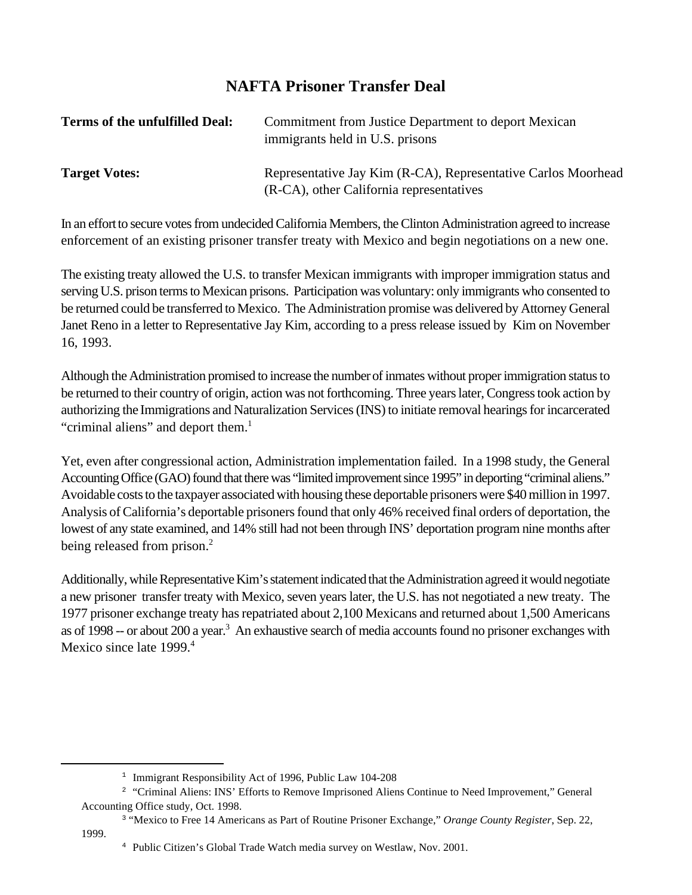# NAFTA Prisoner Transfer Deal

**Terms of the unfulfilled Deal:** Commitment from Justice Department to deport Mexican immigrants held in U.S. prisons

**Target Votes:** Representative Jay Kim (R-CA), Representative Carlos Moorhead (R-CA), other California representatives

In an effort to secure votes from undecided California Members, the Clinton Administration agreed to increase enforcement of an existing prisoner transfer treaty with Mexico and begin negotiations on a new one.

The existing treaty allowed the U.S. to transfer Mexican immigrants with improper immigration status and serving U.S. prison terms to Mexican prisons. Participation was voluntary: only immigrants who consented to be returned could be transferred to Mexico. The Administration promise was delivered by Attorney General Janet Reno in a letter to Representative Jay Kim, according to a press release issued by Kim on November 16, 1993.

Although the Administration promised to increase the number of inmates without proper immigration status to be returned to their country of origin, action was not forthcoming. Three years later, Congress took action by authorizing the Immigrations and Naturalization Services (INS) to initiate removal hearings for incarcerated "criminal aliens" and deport them.[1]

Yet, even after congressional action, Administration implementation failed. In a 1998 study, the General Accounting Office (GAO) found that there was "limited improvement since 1995" in deporting "criminal aliens." Avoidable costs to the taxpayer associated with housing these deportable prisoners were $40 million in 1997. Analysis of California's deportable prisoners found that only 46% received final orders of deportation, the lowest of any state examined, and 14% still had not been through INS' deportation program nine months after being released from prison.[2]

Additionally, while Representative Kim's statement indicated that the Administration agreed it would negotiate a new prisoner transfer treaty with Mexico, seven years later, the U.S. has not negotiated a new treaty. The 1977 prisoner exchange treaty has repatriated about 2,100 Mexicans and returned about 1,500 Americans as of 1998 -- or about 200 a year.[3] An exhaustive search of media accounts found no prisoner exchanges with Mexico since late 1999.[4]

---

[1] Immigrant Responsibility Act of 1996, Public Law 104-208

[2] "Criminal Aliens: INS' Efforts to Remove Imprisoned Aliens Continue to Need Improvement," General Accounting Office study, Oct. 1998.

[3] "Mexico to Free 14 Americans as Part of Routine Prisoner Exchange," *Orange County Register*, Sep. 22, 1999.

[4] Public Citizen's Global Trade Watch media survey on Westlaw, Nov. 2001.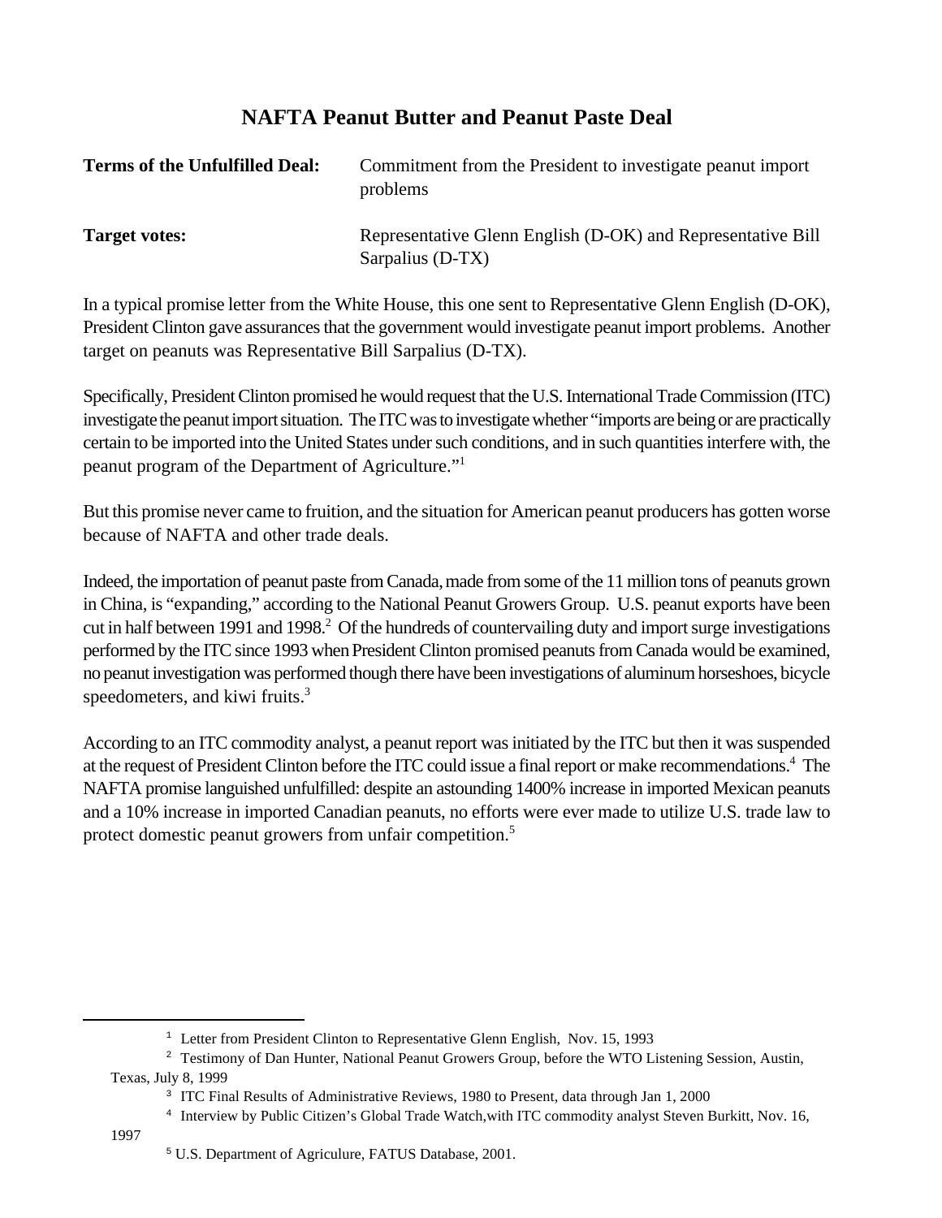# NAFTA Peanut Butter and Peanut Paste Deal

**Terms of the Unfulfilled Deal:** Commitment from the President to investigate peanut import problems

**Target votes:** Representative Glenn English (D-OK) and Representative Bill Sarpalius (D-TX)

In a typical promise letter from the White House, this one sent to Representative Glenn English (D-OK), President Clinton gave assurances that the government would investigate peanut import problems. Another target on peanuts was Representative Bill Sarpalius (D-TX).

Specifically, President Clinton promised he would request that the U.S. International Trade Commission (ITC) investigate the peanut import situation. The ITC was to investigate whether "imports are being or are practically certain to be imported into the United States under such conditions, and in such quantities interfere with, the peanut program of the Department of Agriculture."[1]

But this promise never came to fruition, and the situation for American peanut producers has gotten worse because of NAFTA and other trade deals.

Indeed, the importation of peanut paste from Canada, made from some of the 11 million tons of peanuts grown in China, is "expanding," according to the National Peanut Growers Group. U.S. peanut exports have been cut in half between 1991 and 1998.[2] Of the hundreds of countervailing duty and import surge investigations performed by the ITC since 1993 when President Clinton promised peanuts from Canada would be examined, no peanut investigation was performed though there have been investigations of aluminum horseshoes, bicycle speedometers, and kiwi fruits.[3]

According to an ITC commodity analyst, a peanut report was initiated by the ITC but then it was suspended at the request of President Clinton before the ITC could issue a final report or make recommendations.[4] The NAFTA promise languished unfulfilled: despite an astounding 1400% increase in imported Mexican peanuts and a 10% increase in imported Canadian peanuts, no efforts were ever made to utilize U.S. trade law to protect domestic peanut growers from unfair competition.[5]

---

[1] Letter from President Clinton to Representative Glenn English, Nov. 15, 1993

[2] Testimony of Dan Hunter, National Peanut Growers Group, before the WTO Listening Session, Austin, Texas, July 8, 1999

[3] ITC Final Results of Administrative Reviews, 1980 to Present, data through Jan 1, 2000

[4] Interview by Public Citizen's Global Trade Watch,with ITC commodity analyst Steven Burkitt, Nov. 16, 1997

[5] U.S. Department of Agriculure, FATUS Database, 2001.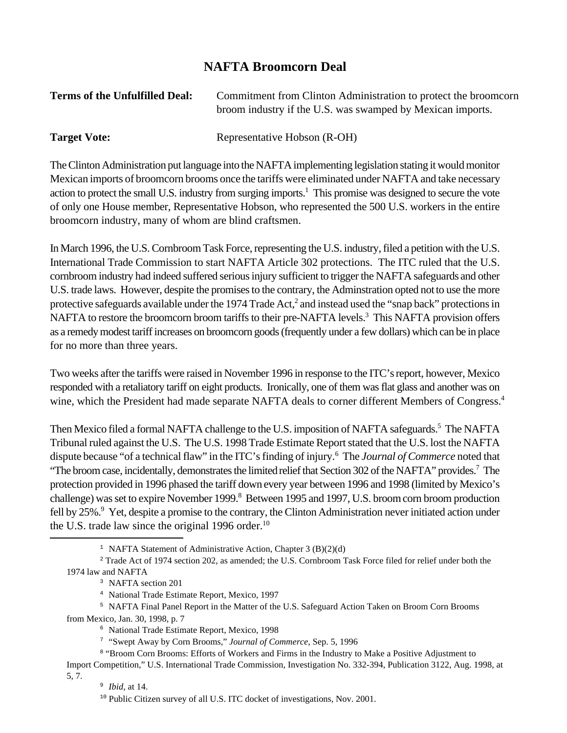# NAFTA Broomcorn Deal

**Terms of the Unfulfilled Deal:** Commitment from Clinton Administration to protect the broomcorn broom industry if the U.S. was swamped by Mexican imports.

**Target Vote:** Representative Hobson (R-OH)

The Clinton Administration put language into the NAFTA implementing legislation stating it would monitor Mexican imports of broomcorn brooms once the tariffs were eliminated under NAFTA and take necessary action to protect the small U.S. industry from surging imports.[1] This promise was designed to secure the vote of only one House member, Representative Hobson, who represented the 500 U.S. workers in the entire broomcorn industry, many of whom are blind craftsmen.

In March 1996, the U.S. Cornbroom Task Force, representing the U.S. industry, filed a petition with the U.S. International Trade Commission to start NAFTA Article 302 protections. The ITC ruled that the U.S. cornbroom industry had indeed suffered serious injury sufficient to trigger the NAFTA safeguards and other U.S. trade laws. However, despite the promises to the contrary, the Adminstration opted not to use the more protective safeguards available under the 1974 Trade Act,[2] and instead used the "snap back" protections in NAFTA to restore the broomcorn broom tariffs to their pre-NAFTA levels.[3] This NAFTA provision offers as a remedy modest tariff increases on broomcorn goods (frequently under a few dollars) which can be in place for no more than three years.

Two weeks after the tariffs were raised in November 1996 in response to the ITC's report, however, Mexico responded with a retaliatory tariff on eight products. Ironically, one of them was flat glass and another was on wine, which the President had made separate NAFTA deals to corner different Members of Congress.[4]

Then Mexico filed a formal NAFTA challenge to the U.S. imposition of NAFTA safeguards.[5] The NAFTA Tribunal ruled against the U.S. The U.S. 1998 Trade Estimate Report stated that the U.S. lost the NAFTA dispute because "of a technical flaw" in the ITC's finding of injury.[6] The *Journal of Commerce* noted that "The broom case, incidentally, demonstrates the limited relief that Section 302 of the NAFTA" provides.[7] The protection provided in 1996 phased the tariff down every year between 1996 and 1998 (limited by Mexico's challenge) was set to expire November 1999.[8] Between 1995 and 1997, U.S. broom corn broom production fell by 25%.[9] Yet, despite a promise to the contrary, the Clinton Administration never initiated action under the U.S. trade law since the original 1996 order.[10]

---

[1] NAFTA Statement of Administrative Action, Chapter 3 (B)(2)(d)

[2] Trade Act of 1974 section 202, as amended; the U.S. Cornbroom Task Force filed for relief under both the 1974 law and NAFTA

[3] NAFTA section 201

[4] National Trade Estimate Report, Mexico, 1997

[5] NAFTA Final Panel Report in the Matter of the U.S. Safeguard Action Taken on Broom Corn Brooms from Mexico, Jan. 30, 1998, p. 7

[6] National Trade Estimate Report, Mexico, 1998

[7] "Swept Away by Corn Brooms," *Journal of Commerce*, Sep. 5, 1996

[8] "Broom Corn Brooms: Efforts of Workers and Firms in the Industry to Make a Positive Adjustment to Import Competition," U.S. International Trade Commission, Investigation No. 332-394, Publication 3122, Aug. 1998, at 5, 7.

[9] *Ibid*, at 14.

[10] Public Citizen survey of all U.S. ITC docket of investigations, Nov. 2001.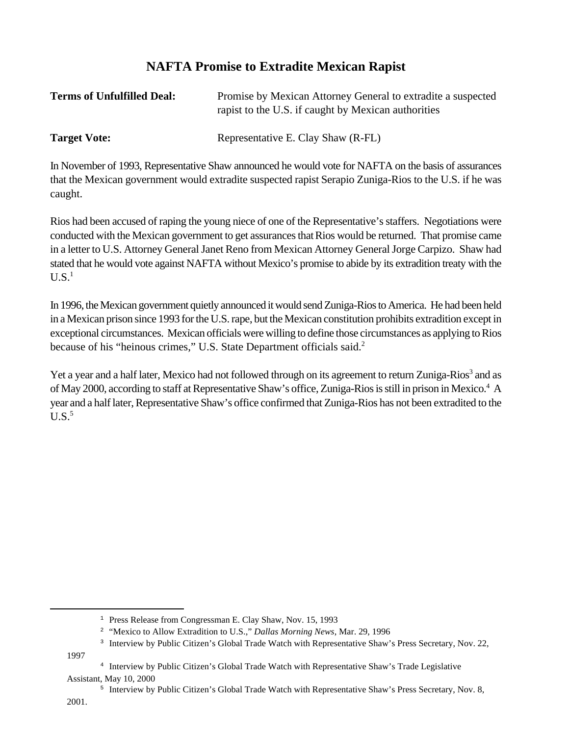# NAFTA Promise to Extradite Mexican Rapist

**Terms of Unfulfilled Deal:** Promise by Mexican Attorney General to extradite a suspected rapist to the U.S. if caught by Mexican authorities

**Target Vote:** Representative E. Clay Shaw (R-FL)

In November of 1993, Representative Shaw announced he would vote for NAFTA on the basis of assurances that the Mexican government would extradite suspected rapist Serapio Zuniga-Rios to the U.S. if he was caught.

Rios had been accused of raping the young niece of one of the Representative's staffers. Negotiations were conducted with the Mexican government to get assurances that Rios would be returned. That promise came in a letter to U.S. Attorney General Janet Reno from Mexican Attorney General Jorge Carpizo. Shaw had stated that he would vote against NAFTA without Mexico's promise to abide by its extradition treaty with the U.S.[1]

In 1996, the Mexican government quietly announced it would send Zuniga-Rios to America. He had been held in a Mexican prison since 1993 for the U.S. rape, but the Mexican constitution prohibits extradition except in exceptional circumstances. Mexican officials were willing to define those circumstances as applying to Rios because of his "heinous crimes," U.S. State Department officials said.[2]

Yet a year and a half later, Mexico had not followed through on its agreement to return Zuniga-Rios[3] and as of May 2000, according to staff at Representative Shaw's office, Zuniga-Rios is still in prison in Mexico.[4] A year and a half later, Representative Shaw's office confirmed that Zuniga-Rios has not been extradited to the U.S.[5]

---

[1] Press Release from Congressman E. Clay Shaw, Nov. 15, 1993

[2] "Mexico to Allow Extradition to U.S.," *Dallas Morning News*, Mar. 29, 1996

[3] Interview by Public Citizen's Global Trade Watch with Representative Shaw's Press Secretary, Nov. 22, 1997

[4] Interview by Public Citizen's Global Trade Watch with Representative Shaw's Trade Legislative Assistant, May 10, 2000

[5] Interview by Public Citizen's Global Trade Watch with Representative Shaw's Press Secretary, Nov. 8, 2001.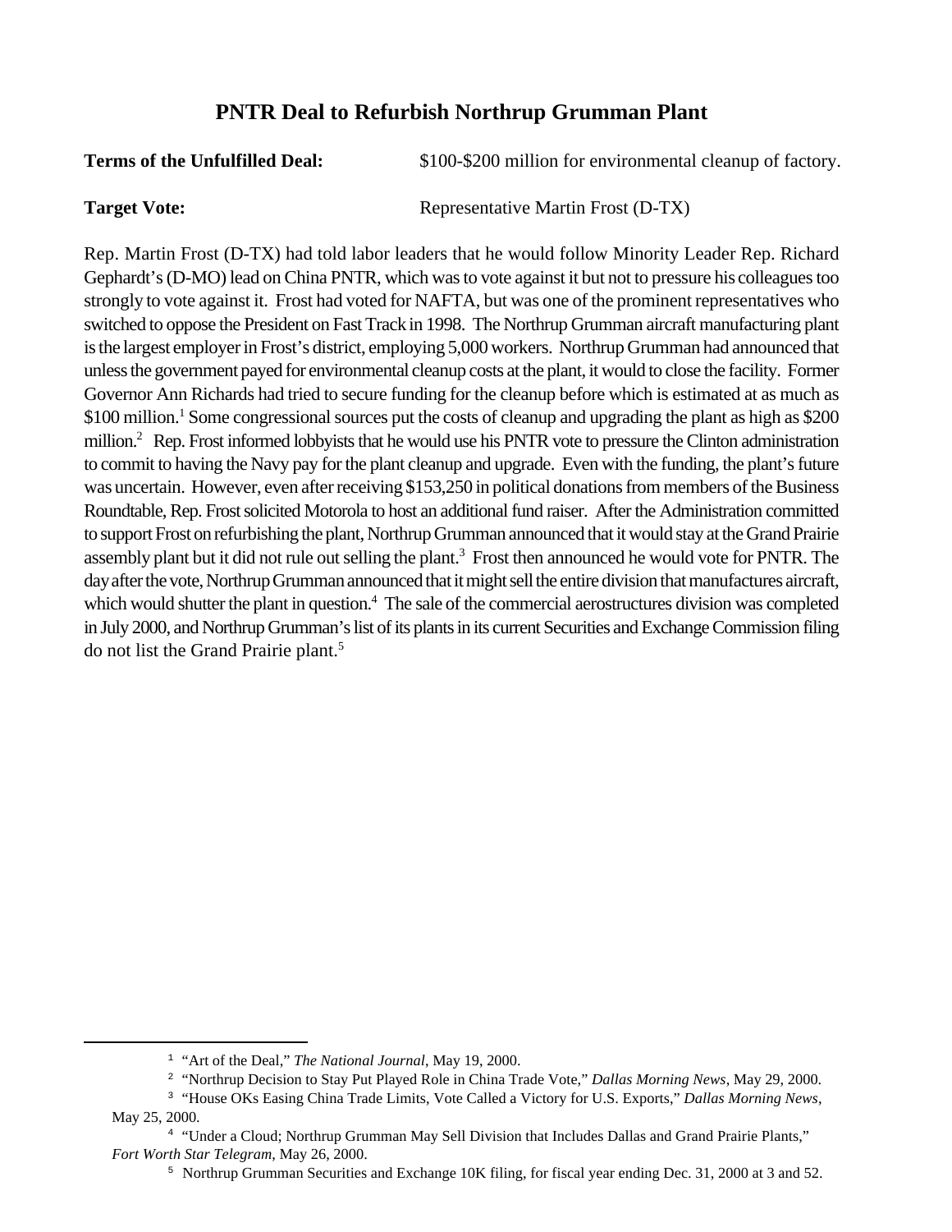## PNTR Deal to Refurbish Northrup Grumman Plant

**Terms of the Unfulfilled Deal:** $100-$200 million for environmental cleanup of factory.

**Target Vote:** Representative Martin Frost (D-TX)

Rep. Martin Frost (D-TX) had told labor leaders that he would follow Minority Leader Rep. Richard Gephardt's (D-MO) lead on China PNTR, which was to vote against it but not to pressure his colleagues too strongly to vote against it. Frost had voted for NAFTA, but was one of the prominent representatives who switched to oppose the President on Fast Track in 1998. The Northrup Grumman aircraft manufacturing plant is the largest employer in Frost's district, employing 5,000 workers. Northrup Grumman had announced that unless the government payed for environmental cleanup costs at the plant, it would to close the facility. Former Governor Ann Richards had tried to secure funding for the cleanup before which is estimated at as much as $100 million.[1] Some congressional sources put the costs of cleanup and upgrading the plant as high as $200 million.[2] Rep. Frost informed lobbyists that he would use his PNTR vote to pressure the Clinton administration to commit to having the Navy pay for the plant cleanup and upgrade. Even with the funding, the plant's future was uncertain. However, even after receiving $153,250 in political donations from members of the Business Roundtable, Rep. Frost solicited Motorola to host an additional fund raiser. After the Administration committed to support Frost on refurbishing the plant, Northrup Grumman announced that it would stay at the Grand Prairie assembly plant but it did not rule out selling the plant.[3] Frost then announced he would vote for PNTR. The day after the vote, Northrup Grumman announced that it might sell the entire division that manufactures aircraft, which would shutter the plant in question.[4] The sale of the commercial aerostructures division was completed in July 2000, and Northrup Grumman's list of its plants in its current Securities and Exchange Commission filing do not list the Grand Prairie plant.[5]

---

[1] "Art of the Deal," *The National Journal*, May 19, 2000.

[2] "Northrup Decision to Stay Put Played Role in China Trade Vote," *Dallas Morning News*, May 29, 2000.

[3] "House OKs Easing China Trade Limits, Vote Called a Victory for U.S. Exports," *Dallas Morning News*, May 25, 2000.

[4] "Under a Cloud; Northrup Grumman May Sell Division that Includes Dallas and Grand Prairie Plants," *Fort Worth Star Telegram*, May 26, 2000.

[5] Northrup Grumman Securities and Exchange 10K filing, for fiscal year ending Dec. 31, 2000 at 3 and 52.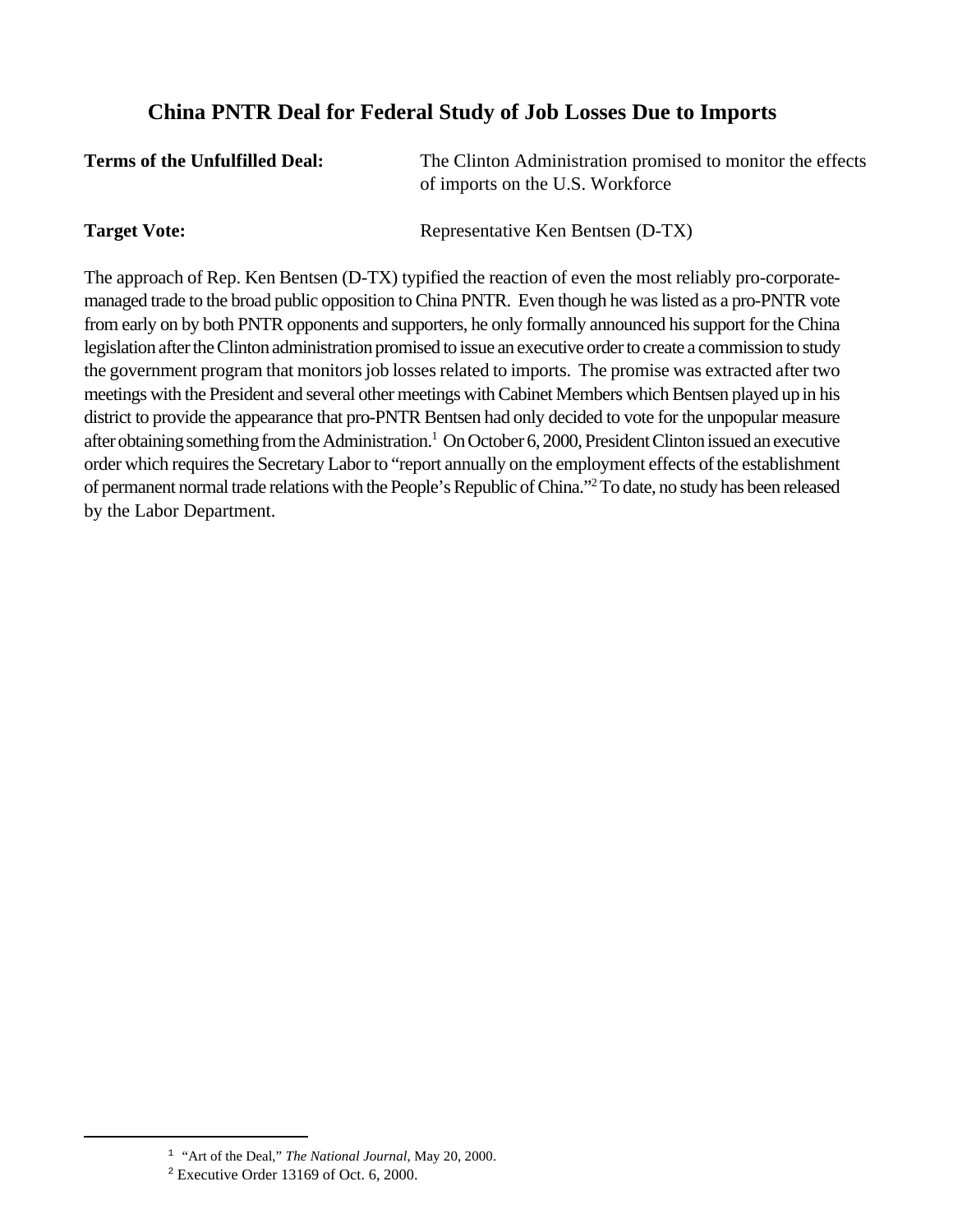## China PNTR Deal for Federal Study of Job Losses Due to Imports

**Terms of the Unfulfilled Deal:** The Clinton Administration promised to monitor the effects of imports on the U.S. Workforce

**Target Vote:** Representative Ken Bentsen (D-TX)

The approach of Rep. Ken Bentsen (D-TX) typified the reaction of even the most reliably pro-corporate-managed trade to the broad public opposition to China PNTR. Even though he was listed as a pro-PNTR vote from early on by both PNTR opponents and supporters, he only formally announced his support for the China legislation after the Clinton administration promised to issue an executive order to create a commission to study the government program that monitors job losses related to imports. The promise was extracted after two meetings with the President and several other meetings with Cabinet Members which Bentsen played up in his district to provide the appearance that pro-PNTR Bentsen had only decided to vote for the unpopular measure after obtaining something from the Administration.[1] On October 6, 2000, President Clinton issued an executive order which requires the Secretary Labor to "report annually on the employment effects of the establishment of permanent normal trade relations with the People's Republic of China."[2] To date, no study has been released by the Labor Department.

---

[1] "Art of the Deal," *The National Journal*, May 20, 2000.

[2] Executive Order 13169 of Oct. 6, 2000.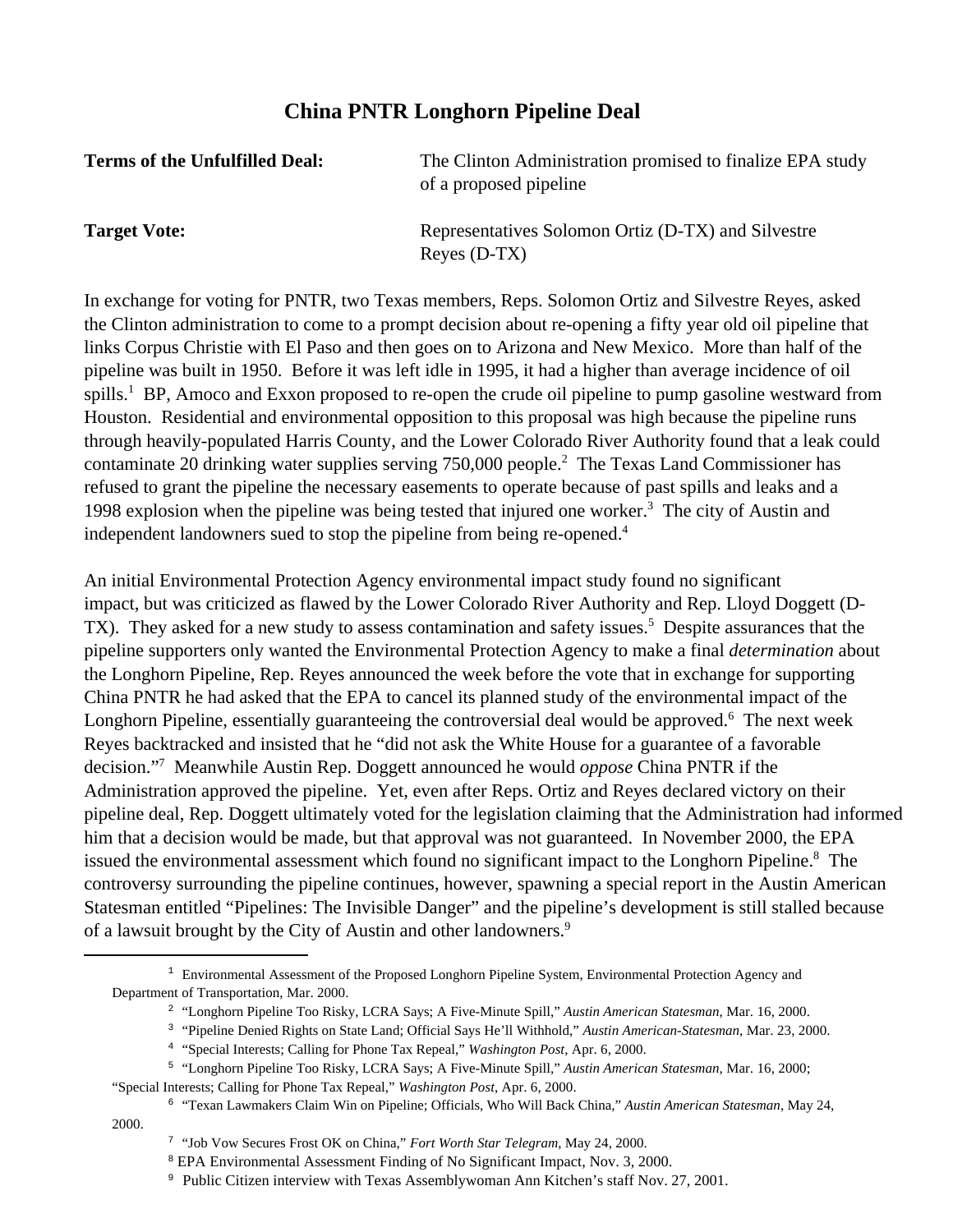# China PNTR Longhorn Pipeline Deal

**Terms of the Unfulfilled Deal:** The Clinton Administration promised to finalize EPA study of a proposed pipeline

**Target Vote:** Representatives Solomon Ortiz (D-TX) and Silvestre Reyes (D-TX)

In exchange for voting for PNTR, two Texas members, Reps. Solomon Ortiz and Silvestre Reyes, asked the Clinton administration to come to a prompt decision about re-opening a fifty year old oil pipeline that links Corpus Christie with El Paso and then goes on to Arizona and New Mexico. More than half of the pipeline was built in 1950. Before it was left idle in 1995, it had a higher than average incidence of oil spills.[1] BP, Amoco and Exxon proposed to re-open the crude oil pipeline to pump gasoline westward from Houston. Residential and environmental opposition to this proposal was high because the pipeline runs through heavily-populated Harris County, and the Lower Colorado River Authority found that a leak could contaminate 20 drinking water supplies serving 750,000 people.[2] The Texas Land Commissioner has refused to grant the pipeline the necessary easements to operate because of past spills and leaks and a 1998 explosion when the pipeline was being tested that injured one worker.[3] The city of Austin and independent landowners sued to stop the pipeline from being re-opened.[4]

An initial Environmental Protection Agency environmental impact study found no significant impact, but was criticized as flawed by the Lower Colorado River Authority and Rep. Lloyd Doggett (D-TX). They asked for a new study to assess contamination and safety issues.[5] Despite assurances that the pipeline supporters only wanted the Environmental Protection Agency to make a final *determination* about the Longhorn Pipeline, Rep. Reyes announced the week before the vote that in exchange for supporting China PNTR he had asked that the EPA to cancel its planned study of the environmental impact of the Longhorn Pipeline, essentially guaranteeing the controversial deal would be approved.[6] The next week Reyes backtracked and insisted that he "did not ask the White House for a guarantee of a favorable decision."[7] Meanwhile Austin Rep. Doggett announced he would *oppose* China PNTR if the Administration approved the pipeline. Yet, even after Reps. Ortiz and Reyes declared victory on their pipeline deal, Rep. Doggett ultimately voted for the legislation claiming that the Administration had informed him that a decision would be made, but that approval was not guaranteed. In November 2000, the EPA issued the environmental assessment which found no significant impact to the Longhorn Pipeline.[8] The controversy surrounding the pipeline continues, however, spawning a special report in the Austin American Statesman entitled "Pipelines: The Invisible Danger" and the pipeline's development is still stalled because of a lawsuit brought by the City of Austin and other landowners.[9]

---

[1] Environmental Assessment of the Proposed Longhorn Pipeline System, Environmental Protection Agency and Department of Transportation, Mar. 2000.

[2] "Longhorn Pipeline Too Risky, LCRA Says; A Five-Minute Spill," *Austin American Statesman*, Mar. 16, 2000.

[3] "Pipeline Denied Rights on State Land; Official Says He'll Withhold," *Austin American-Statesman*, Mar. 23, 2000.

[4] "Special Interests; Calling for Phone Tax Repeal," *Washington Post*, Apr. 6, 2000.

[5] "Longhorn Pipeline Too Risky, LCRA Says; A Five-Minute Spill," *Austin American Statesman*, Mar. 16, 2000; "Special Interests; Calling for Phone Tax Repeal," *Washington Post*, Apr. 6, 2000.

[6] "Texan Lawmakers Claim Win on Pipeline; Officials, Who Will Back China," *Austin American Statesman*, May 24, 2000.

[7] "Job Vow Secures Frost OK on China," *Fort Worth Star Telegram*, May 24, 2000.

[8] EPA Environmental Assessment Finding of No Significant Impact, Nov. 3, 2000.

[9] Public Citizen interview with Texas Assemblywoman Ann Kitchen's staff Nov. 27, 2001.